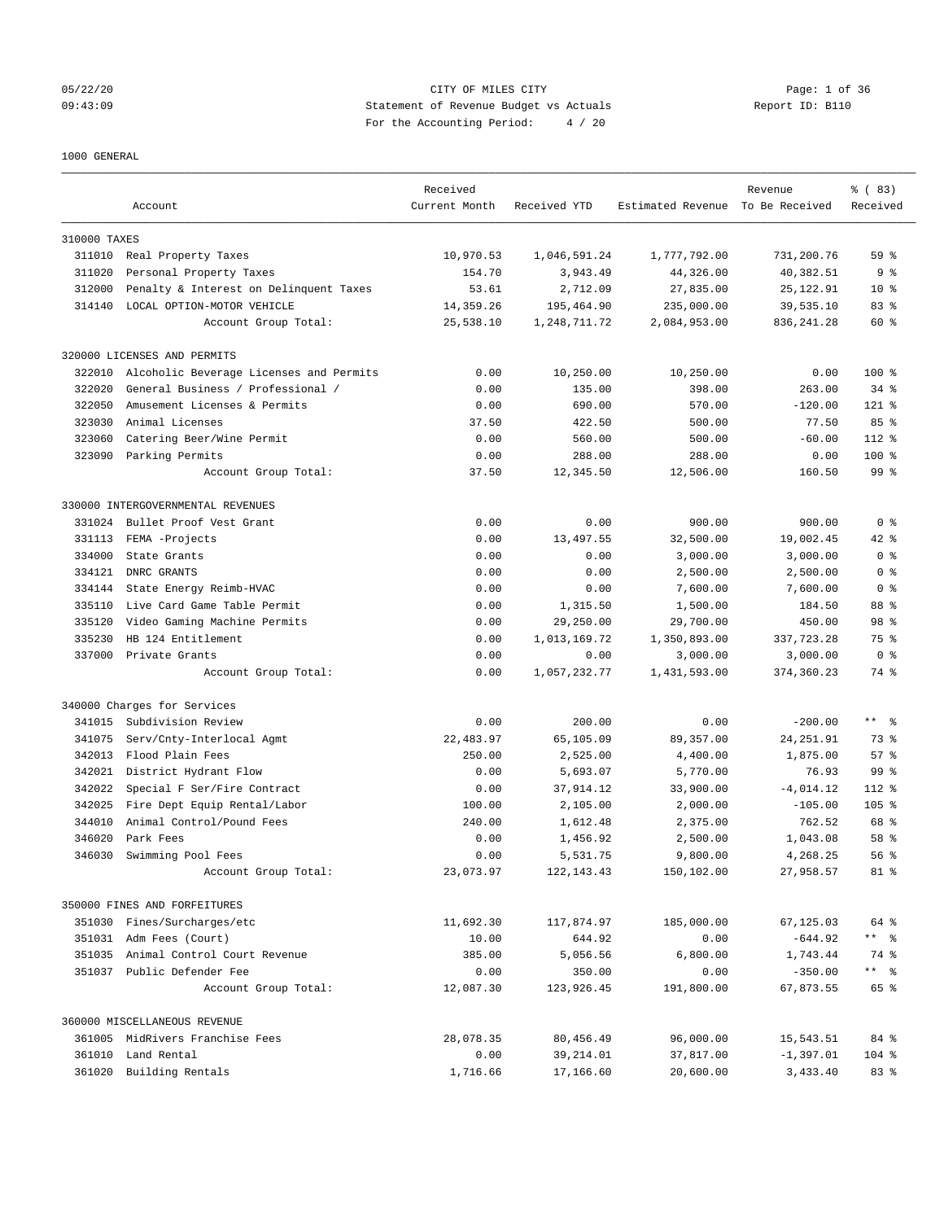05/22/20 CITY OF MILES CITY
09:43:09 Statement of Revenue Budget vs Actuals Report ID: B110
For the Accounting Period: 4 / 20

1000 GENERAL

| | Account | Received Current Month | Received YTD | Estimated Revenue | Revenue To Be Received | % ( 83) Received |
|---|---|---|---|---|---|---|
| **310000 TAXES** | | | | | | |
| 311010 | Real Property Taxes | 10,970.53 | 1,046,591.24 | 1,777,792.00 | 731,200.76 | 59 % |
| 311020 | Personal Property Taxes | 154.70 | 3,943.49 | 44,326.00 | 40,382.51 | 9 % |
| 312000 | Penalty & Interest on Delinquent Taxes | 53.61 | 2,712.09 | 27,835.00 | 25,122.91 | 10 % |
| 314140 | LOCAL OPTION-MOTOR VEHICLE | 14,359.26 | 195,464.90 | 235,000.00 | 39,535.10 | 83 % |
| | Account Group Total: | 25,538.10 | 1,248,711.72 | 2,084,953.00 | 836,241.28 | 60 % |
| **320000 LICENSES AND PERMITS** | | | | | | |
| 322010 | Alcoholic Beverage Licenses and Permits | 0.00 | 10,250.00 | 10,250.00 | 0.00 | 100 % |
| 322020 | General Business / Professional / | 0.00 | 135.00 | 398.00 | 263.00 | 34 % |
| 322050 | Amusement Licenses & Permits | 0.00 | 690.00 | 570.00 | -120.00 | 121 % |
| 323030 | Animal Licenses | 37.50 | 422.50 | 500.00 | 77.50 | 85 % |
| 323060 | Catering Beer/Wine Permit | 0.00 | 560.00 | 500.00 | -60.00 | 112 % |
| 323090 | Parking Permits | 0.00 | 288.00 | 288.00 | 0.00 | 100 % |
| | Account Group Total: | 37.50 | 12,345.50 | 12,506.00 | 160.50 | 99 % |
| **330000 INTERGOVERNMENTAL REVENUES** | | | | | | |
| 331024 | Bullet Proof Vest Grant | 0.00 | 0.00 | 900.00 | 900.00 | 0 % |
| 331113 | FEMA -Projects | 0.00 | 13,497.55 | 32,500.00 | 19,002.45 | 42 % |
| 334000 | State Grants | 0.00 | 0.00 | 3,000.00 | 3,000.00 | 0 % |
| 334121 | DNRC GRANTS | 0.00 | 0.00 | 2,500.00 | 2,500.00 | 0 % |
| 334144 | State Energy Reimb-HVAC | 0.00 | 0.00 | 7,600.00 | 7,600.00 | 0 % |
| 335110 | Live Card Game Table Permit | 0.00 | 1,315.50 | 1,500.00 | 184.50 | 88 % |
| 335120 | Video Gaming Machine Permits | 0.00 | 29,250.00 | 29,700.00 | 450.00 | 98 % |
| 335230 | HB 124 Entitlement | 0.00 | 1,013,169.72 | 1,350,893.00 | 337,723.28 | 75 % |
| 337000 | Private Grants | 0.00 | 0.00 | 3,000.00 | 3,000.00 | 0 % |
| | Account Group Total: | 0.00 | 1,057,232.77 | 1,431,593.00 | 374,360.23 | 74 % |
| **340000 Charges for Services** | | | | | | |
| 341015 | Subdivision Review | 0.00 | 200.00 | 0.00 | -200.00 | ** % |
| 341075 | Serv/Cnty-Interlocal Agmt | 22,483.97 | 65,105.09 | 89,357.00 | 24,251.91 | 73 % |
| 342013 | Flood Plain Fees | 250.00 | 2,525.00 | 4,400.00 | 1,875.00 | 57 % |
| 342021 | District Hydrant Flow | 0.00 | 5,693.07 | 5,770.00 | 76.93 | 99 % |
| 342022 | Special F Ser/Fire Contract | 0.00 | 37,914.12 | 33,900.00 | -4,014.12 | 112 % |
| 342025 | Fire Dept Equip Rental/Labor | 100.00 | 2,105.00 | 2,000.00 | -105.00 | 105 % |
| 344010 | Animal Control/Pound Fees | 240.00 | 1,612.48 | 2,375.00 | 762.52 | 68 % |
| 346020 | Park Fees | 0.00 | 1,456.92 | 2,500.00 | 1,043.08 | 58 % |
| 346030 | Swimming Pool Fees | 0.00 | 5,531.75 | 9,800.00 | 4,268.25 | 56 % |
| | Account Group Total: | 23,073.97 | 122,143.43 | 150,102.00 | 27,958.57 | 81 % |
| **350000 FINES AND FORFEITURES** | | | | | | |
| 351030 | Fines/Surcharges/etc | 11,692.30 | 117,874.97 | 185,000.00 | 67,125.03 | 64 % |
| 351031 | Adm Fees (Court) | 10.00 | 644.92 | 0.00 | -644.92 | ** % |
| 351035 | Animal Control Court Revenue | 385.00 | 5,056.56 | 6,800.00 | 1,743.44 | 74 % |
| 351037 | Public Defender Fee | 0.00 | 350.00 | 0.00 | -350.00 | ** % |
| | Account Group Total: | 12,087.30 | 123,926.45 | 191,800.00 | 67,873.55 | 65 % |
| **360000 MISCELLANEOUS REVENUE** | | | | | | |
| 361005 | MidRivers Franchise Fees | 28,078.35 | 80,456.49 | 96,000.00 | 15,543.51 | 84 % |
| 361010 | Land Rental | 0.00 | 39,214.01 | 37,817.00 | -1,397.01 | 104 % |
| 361020 | Building Rentals | 1,716.66 | 17,166.60 | 20,600.00 | 3,433.40 | 83 % |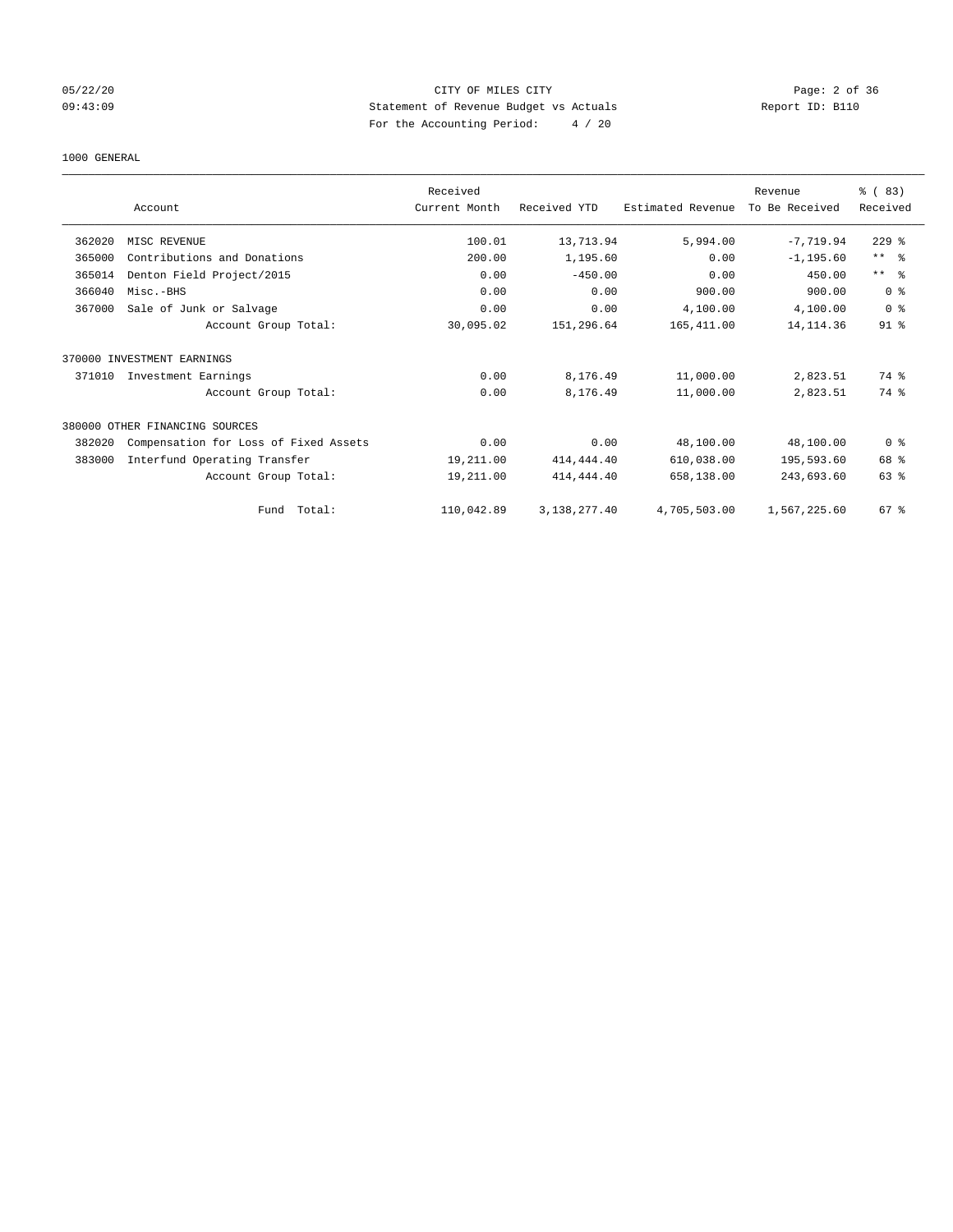CITY OF MILES CITY
Statement of Revenue Budget vs Actuals
For the Accounting Period: 4 / 20

1000 GENERAL

| Account | | Received Current Month | Received YTD | Estimated Revenue | Revenue To Be Received | % ( 83) Received |
|---|---|---|---|---|---|---|
| 362020 | MISC REVENUE | 100.01 | 13,713.94 | 5,994.00 | -7,719.94 | 229 % |
| 365000 | Contributions and Donations | 200.00 | 1,195.60 | 0.00 | -1,195.60 | ** % |
| 365014 | Denton Field Project/2015 | 0.00 | -450.00 | 0.00 | 450.00 | ** % |
| 366040 | Misc.-BHS | 0.00 | 0.00 | 900.00 | 900.00 | 0 % |
| 367000 | Sale of Junk or Salvage | 0.00 | 0.00 | 4,100.00 | 4,100.00 | 0 % |
| | Account Group Total: | 30,095.02 | 151,296.64 | 165,411.00 | 14,114.36 | 91 % |
| 370000 INVESTMENT EARNINGS | | | | | | |
| 371010 | Investment Earnings | 0.00 | 8,176.49 | 11,000.00 | 2,823.51 | 74 % |
| | Account Group Total: | 0.00 | 8,176.49 | 11,000.00 | 2,823.51 | 74 % |
| 380000 OTHER FINANCING SOURCES | | | | | | |
| 382020 | Compensation for Loss of Fixed Assets | 0.00 | 0.00 | 48,100.00 | 48,100.00 | 0 % |
| 383000 | Interfund Operating Transfer | 19,211.00 | 414,444.40 | 610,038.00 | 195,593.60 | 68 % |
| | Account Group Total: | 19,211.00 | 414,444.40 | 658,138.00 | 243,693.60 | 63 % |
| | Fund Total: | 110,042.89 | 3,138,277.40 | 4,705,503.00 | 1,567,225.60 | 67 % |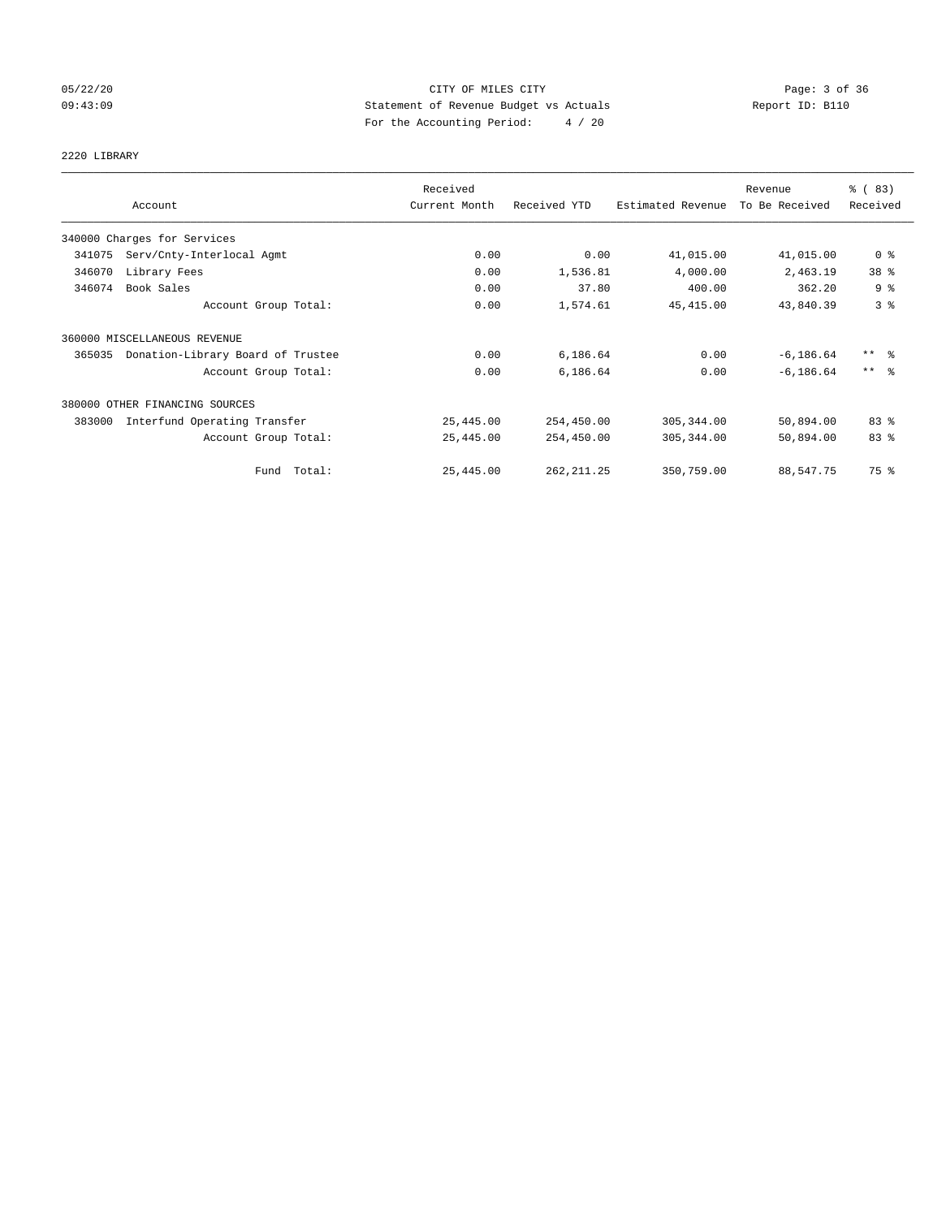CITY OF MILES CITY

Statement of Revenue Budget vs Actuals

For the Accounting Period: 4 / 20

2220 LIBRARY

| Account | Received Current Month | Received YTD | Estimated Revenue | Revenue To Be Received | % ( 83) Received |
|---|---|---|---|---|---|
| 340000 Charges for Services | | | | | |
| 341075 Serv/Cnty-Interlocal Agmt | 0.00 | 0.00 | 41,015.00 | 41,015.00 | 0 % |
| 346070 Library Fees | 0.00 | 1,536.81 | 4,000.00 | 2,463.19 | 38 % |
| 346074 Book Sales | 0.00 | 37.80 | 400.00 | 362.20 | 9 % |
| Account Group Total: | 0.00 | 1,574.61 | 45,415.00 | 43,840.39 | 3 % |
| 360000 MISCELLANEOUS REVENUE | | | | | |
| 365035 Donation-Library Board of Trustee | 0.00 | 6,186.64 | 0.00 | -6,186.64 | ** % |
| Account Group Total: | 0.00 | 6,186.64 | 0.00 | -6,186.64 | ** % |
| 380000 OTHER FINANCING SOURCES | | | | | |
| 383000 Interfund Operating Transfer | 25,445.00 | 254,450.00 | 305,344.00 | 50,894.00 | 83 % |
| Account Group Total: | 25,445.00 | 254,450.00 | 305,344.00 | 50,894.00 | 83 % |
| Fund Total: | 25,445.00 | 262,211.25 | 350,759.00 | 88,547.75 | 75 % |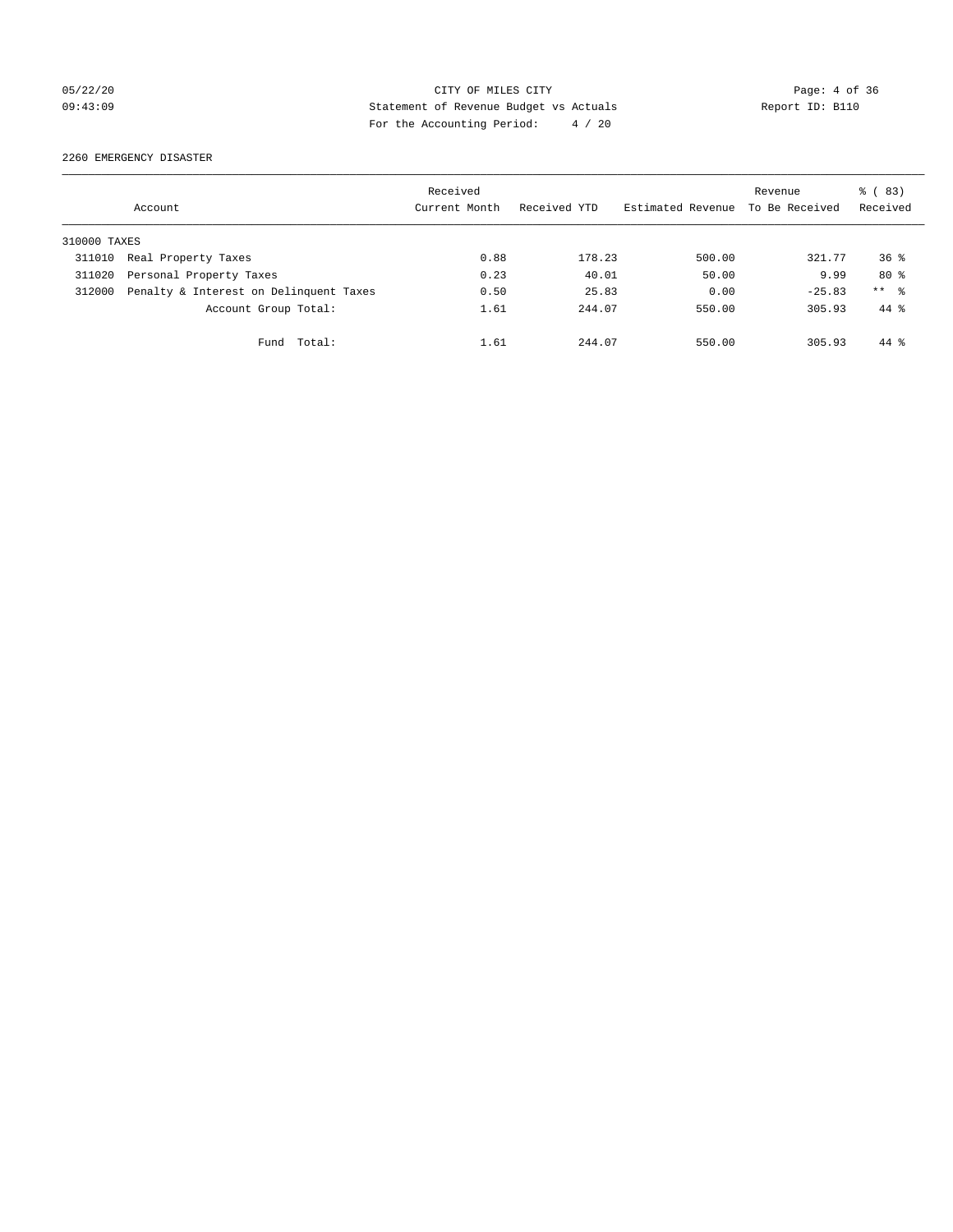CITY OF MILES CITY
Statement of Revenue Budget vs Actuals
For the Accounting Period: 4 / 20

05/22/20
09:43:09

Report ID: B110

## 2260 EMERGENCY DISASTER

| Account | | Received Current Month | Received YTD | Estimated Revenue | Revenue To Be Received | % ( 83) Received |
|---|---|---|---|---|---|---|
| 310000 TAXES | | | | | | |
| 311010 | Real Property Taxes | 0.88 | 178.23 | 500.00 | 321.77 | 36 % |
| 311020 | Personal Property Taxes | 0.23 | 40.01 | 50.00 | 9.99 | 80 % |
| 312000 | Penalty & Interest on Delinquent Taxes | 0.50 | 25.83 | 0.00 | -25.83 | ** % |
| | Account Group Total: | 1.61 | 244.07 | 550.00 | 305.93 | 44 % |
| | Fund Total: | 1.61 | 244.07 | 550.00 | 305.93 | 44 % |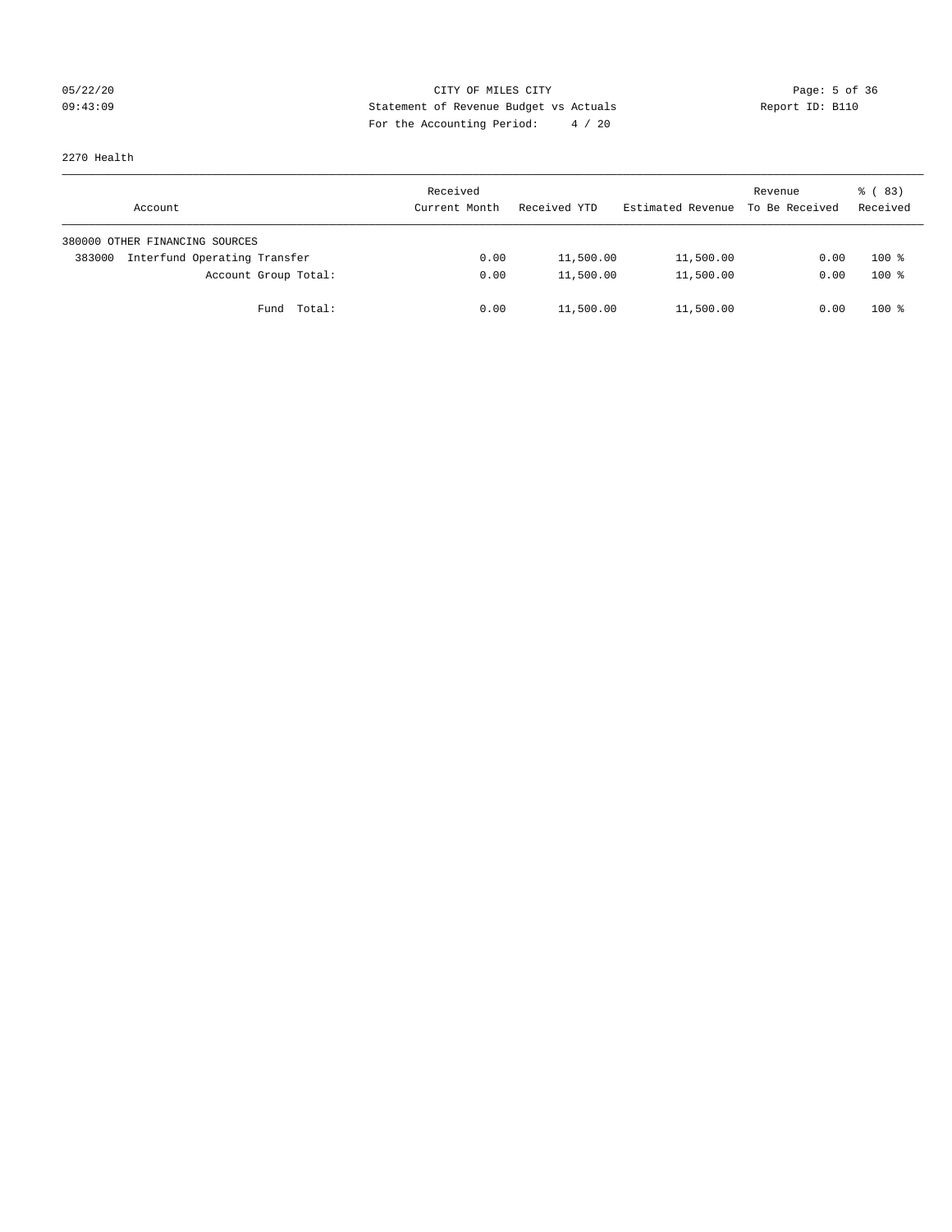CITY OF MILES CITY
Statement of Revenue Budget vs Actuals
For the Accounting Period: 4 / 20

05/22/20
09:43:09

Report ID: B110

2270 Health

| Account | Received Current Month | Received YTD | Estimated Revenue | Revenue To Be Received | % ( 83) Received |
|---|---|---|---|---|---|
| 380000 OTHER FINANCING SOURCES | | | | | |
| 383000 Interfund Operating Transfer | 0.00 | 11,500.00 | 11,500.00 | 0.00 | 100 % |
| Account Group Total: | 0.00 | 11,500.00 | 11,500.00 | 0.00 | 100 % |
| Fund Total: | 0.00 | 11,500.00 | 11,500.00 | 0.00 | 100 % |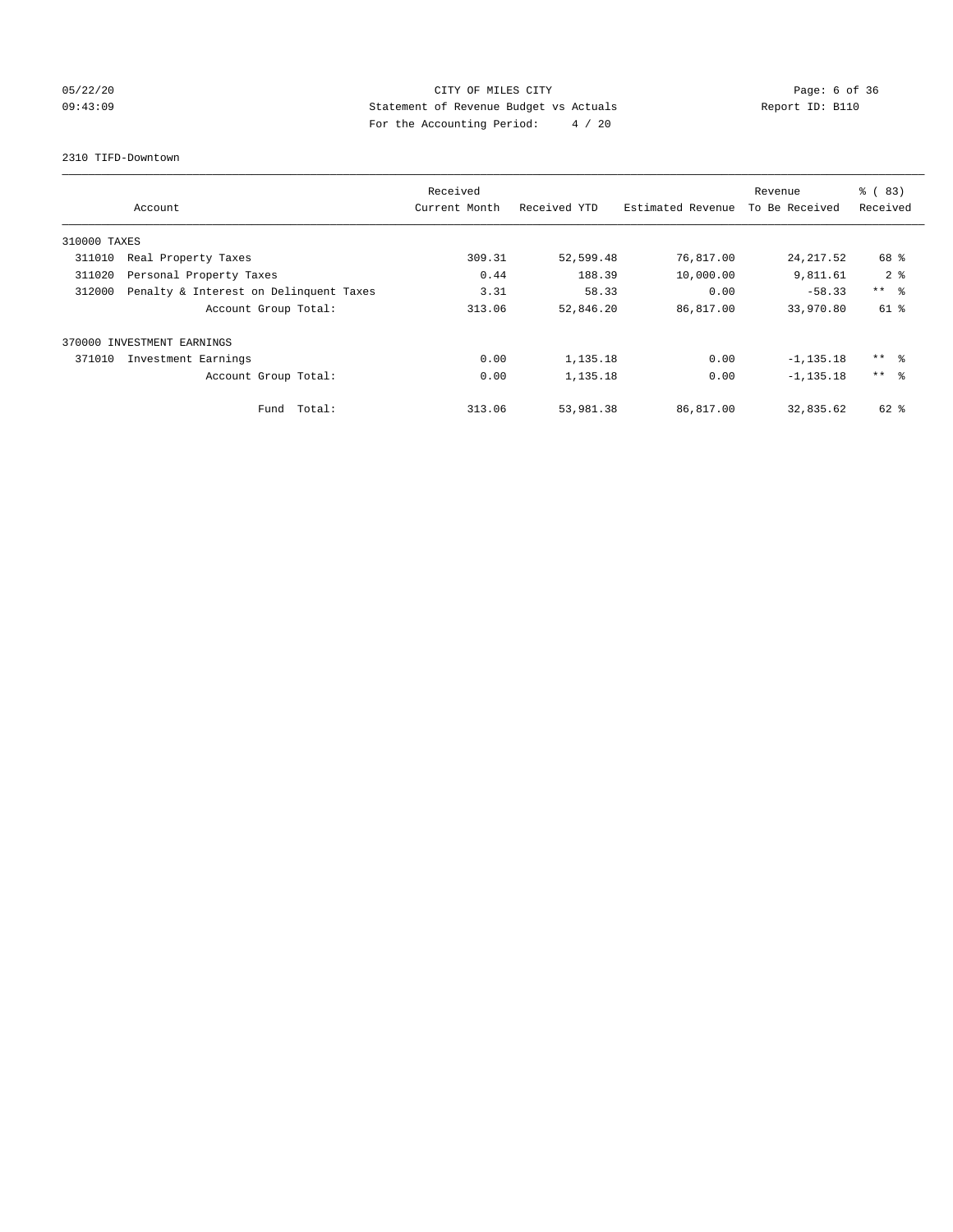CITY OF MILES CITY
Statement of Revenue Budget vs Actuals
For the Accounting Period: 4 / 20

05/22/20
09:43:09

Report ID: B110

2310 TIFD-Downtown

| Account | Received Current Month | Received YTD | Estimated Revenue | Revenue To Be Received | % ( 83) Received |
|---|---|---|---|---|---|
| 310000 TAXES | | | | | |
| 311010 Real Property Taxes | 309.31 | 52,599.48 | 76,817.00 | 24,217.52 | 68 % |
| 311020 Personal Property Taxes | 0.44 | 188.39 | 10,000.00 | 9,811.61 | 2 % |
| 312000 Penalty & Interest on Delinquent Taxes | 3.31 | 58.33 | 0.00 | -58.33 | ** % |
| Account Group Total: | 313.06 | 52,846.20 | 86,817.00 | 33,970.80 | 61 % |
| 370000 INVESTMENT EARNINGS | | | | | |
| 371010 Investment Earnings | 0.00 | 1,135.18 | 0.00 | -1,135.18 | ** % |
| Account Group Total: | 0.00 | 1,135.18 | 0.00 | -1,135.18 | ** % |
| Fund Total: | 313.06 | 53,981.38 | 86,817.00 | 32,835.62 | 62 % |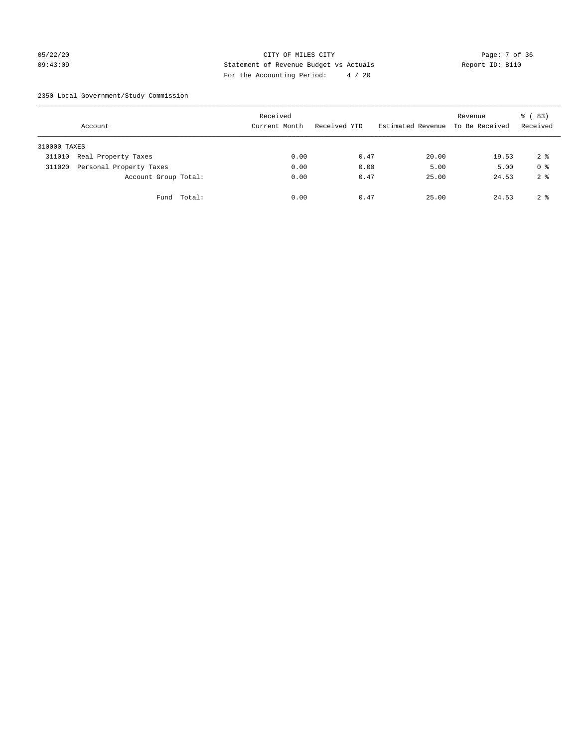CITY OF MILES CITY
Statement of Revenue Budget vs Actuals
For the Accounting Period: 4 / 20

05/22/20
09:43:09

Report ID: B110

2350 Local Government/Study Commission

| Account | Received Current Month | Received YTD | Estimated Revenue | Revenue To Be Received | % ( 83) Received |
|---|---|---|---|---|---|
| 310000 TAXES | | | | | |
| 311010 Real Property Taxes | 0.00 | 0.47 | 20.00 | 19.53 | 2 % |
| 311020 Personal Property Taxes | 0.00 | 0.00 | 5.00 | 5.00 | 0 % |
| Account Group Total: | 0.00 | 0.47 | 25.00 | 24.53 | 2 % |
| Fund Total: | 0.00 | 0.47 | 25.00 | 24.53 | 2 % |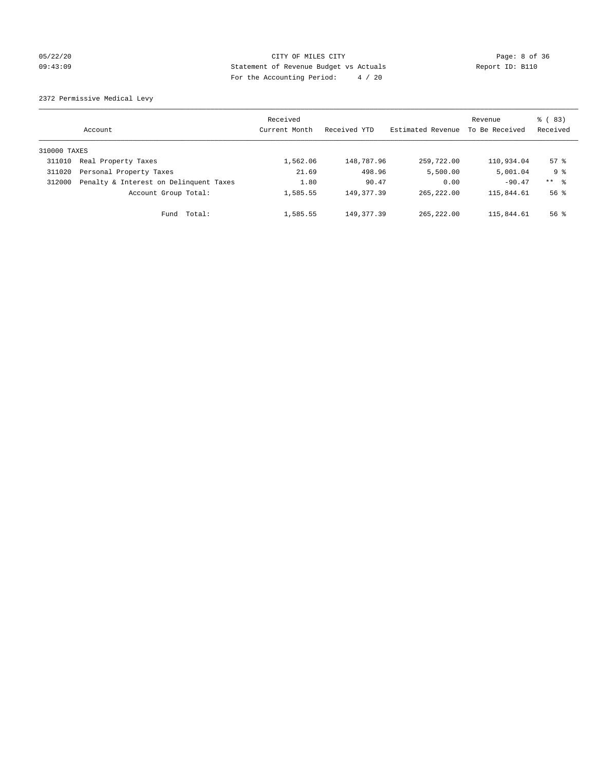CITY OF MILES CITY
Statement of Revenue Budget vs Actuals
For the Accounting Period: 4 / 20

05/22/20
09:43:09

Report ID: B110

2372 Permissive Medical Levy

| Account | | Received Current Month | Received YTD | Estimated Revenue | Revenue To Be Received | % ( 83) Received |
|---|---|---|---|---|---|---|
| 310000 TAXES | | | | | | |
| 311010 | Real Property Taxes | 1,562.06 | 148,787.96 | 259,722.00 | 110,934.04 | 57 % |
| 311020 | Personal Property Taxes | 21.69 | 498.96 | 5,500.00 | 5,001.04 | 9 % |
| 312000 | Penalty & Interest on Delinquent Taxes | 1.80 | 90.47 | 0.00 | -90.47 | ** % |
| | Account Group Total: | 1,585.55 | 149,377.39 | 265,222.00 | 115,844.61 | 56 % |
| | Fund Total: | 1,585.55 | 149,377.39 | 265,222.00 | 115,844.61 | 56 % |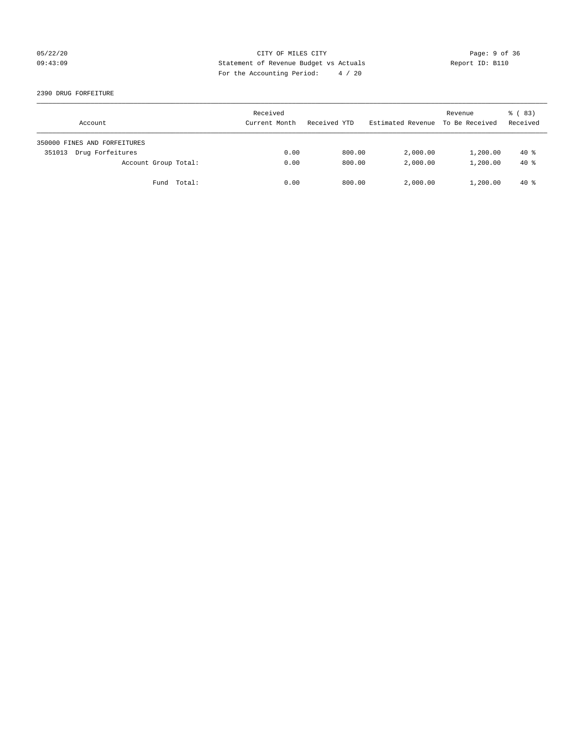CITY OF MILES CITY
Statement of Revenue Budget vs Actuals
For the Accounting Period: 4 / 20

05/22/20
09:43:09

Report ID: B110

2390 DRUG FORFEITURE

| Account | Received Current Month | Received YTD | Estimated Revenue | Revenue To Be Received | % ( 83) Received |
|---|---|---|---|---|---|
| 350000 FINES AND FORFEITURES | | | | | |
| 351013 Drug Forfeitures | 0.00 | 800.00 | 2,000.00 | 1,200.00 | 40 % |
| Account Group Total: | 0.00 | 800.00 | 2,000.00 | 1,200.00 | 40 % |
| Fund Total: | 0.00 | 800.00 | 2,000.00 | 1,200.00 | 40 % |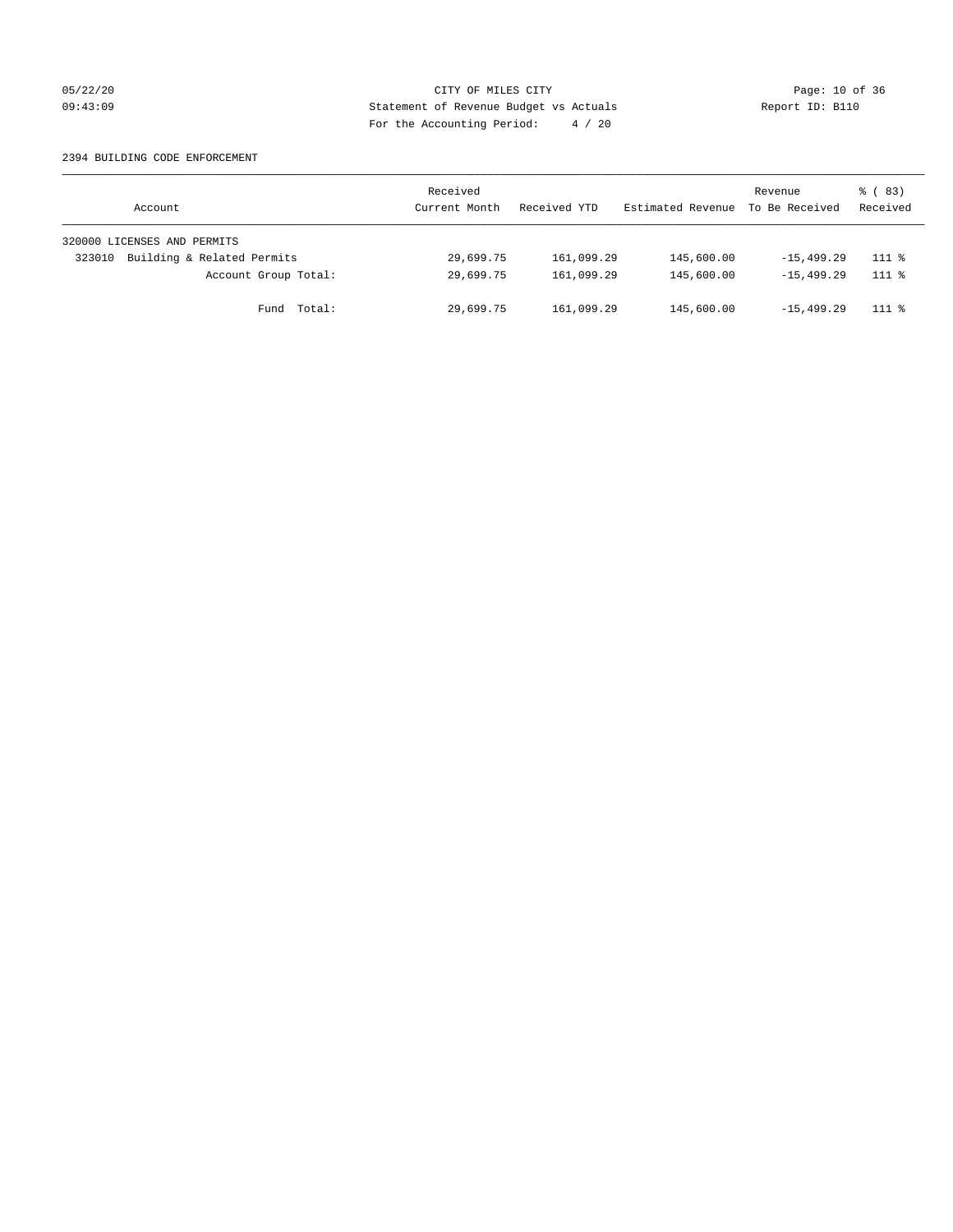CITY OF MILES CITY
Statement of Revenue Budget vs Actuals
For the Accounting Period: 4 / 20

05/22/20
09:43:09

Report ID: B110

2394 BUILDING CODE ENFORCEMENT

| Account | Received Current Month | Received YTD | Estimated Revenue | Revenue To Be Received | % ( 83) Received |
|---|---|---|---|---|---|
| 320000 LICENSES AND PERMITS | | | | | |
| 323010 Building & Related Permits | 29,699.75 | 161,099.29 | 145,600.00 | -15,499.29 | 111 % |
| Account Group Total: | 29,699.75 | 161,099.29 | 145,600.00 | -15,499.29 | 111 % |
| Fund Total: | 29,699.75 | 161,099.29 | 145,600.00 | -15,499.29 | 111 % |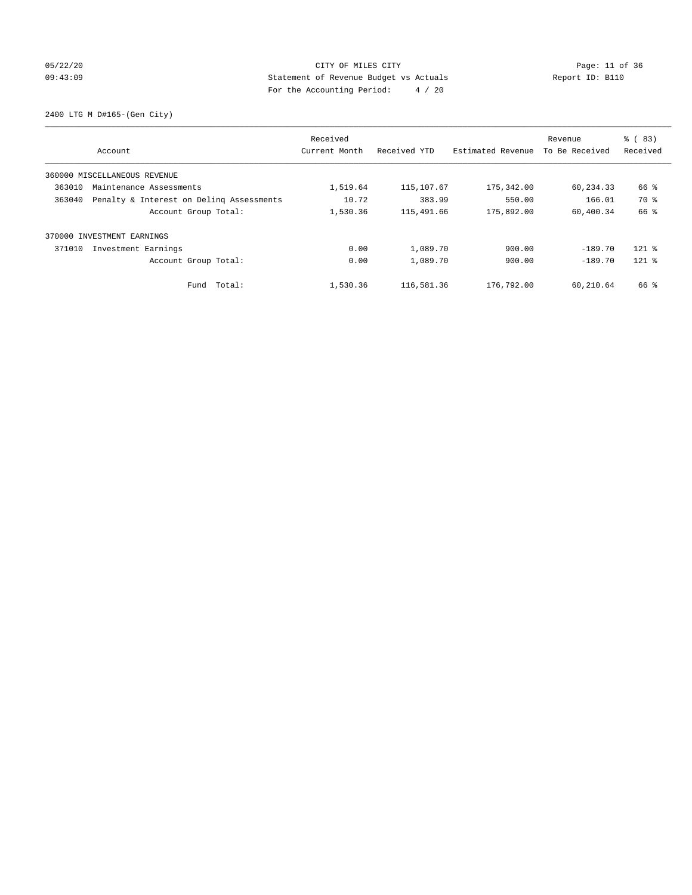CITY OF MILES CITY
Statement of Revenue Budget vs Actuals
For the Accounting Period: 4 / 20

05/22/20
09:43:09

Report ID: B110

## 2400 LTG M D#165-(Gen City)

| Account | | Received Current Month | Received YTD | Estimated Revenue | Revenue To Be Received | % ( 83) Received |
|---|---|---|---|---|---|---|
| 360000 MISCELLANEOUS REVENUE | | | | | | |
| 363010 | Maintenance Assessments | 1,519.64 | 115,107.67 | 175,342.00 | 60,234.33 | 66 % |
| 363040 | Penalty & Interest on Delinq Assessments | 10.72 | 383.99 | 550.00 | 166.01 | 70 % |
| | Account Group Total: | 1,530.36 | 115,491.66 | 175,892.00 | 60,400.34 | 66 % |
| 370000 INVESTMENT EARNINGS | | | | | | |
| 371010 | Investment Earnings | 0.00 | 1,089.70 | 900.00 | -189.70 | 121 % |
| | Account Group Total: | 0.00 | 1,089.70 | 900.00 | -189.70 | 121 % |
| | Fund Total: | 1,530.36 | 116,581.36 | 176,792.00 | 60,210.64 | 66 % |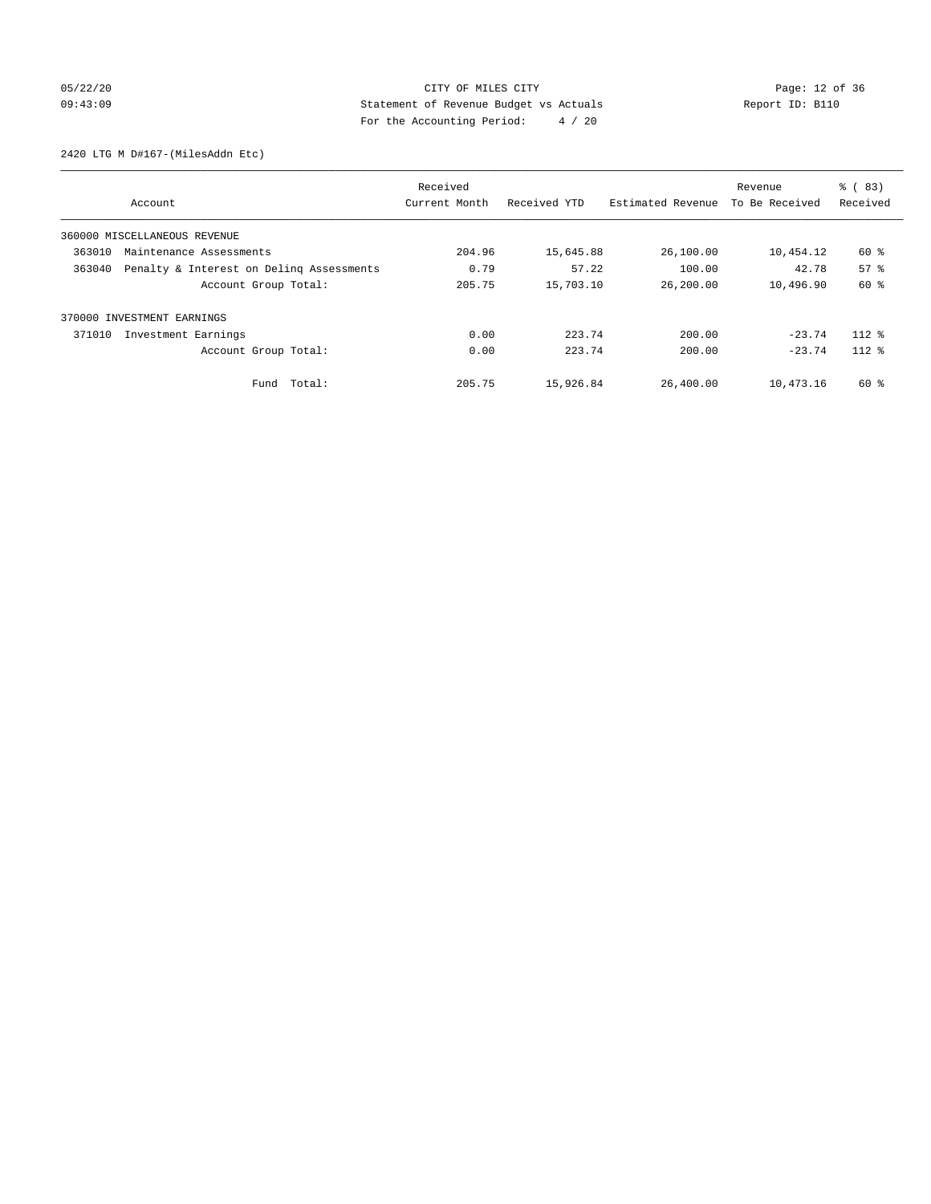CITY OF MILES CITY
Statement of Revenue Budget vs Actuals
For the Accounting Period: 4 / 20

05/22/20
09:43:09
Report ID: B110

2420 LTG M D#167-(MilesAddn Etc)

| Account | | Received Current Month | Received YTD | Estimated Revenue | Revenue To Be Received | % ( 83) Received |
|---|---|---|---|---|---|---|
| 360000 MISCELLANEOUS REVENUE | | | | | | |
| 363010 | Maintenance Assessments | 204.96 | 15,645.88 | 26,100.00 | 10,454.12 | 60 % |
| 363040 | Penalty & Interest on Delinq Assessments | 0.79 | 57.22 | 100.00 | 42.78 | 57 % |
| | Account Group Total: | 205.75 | 15,703.10 | 26,200.00 | 10,496.90 | 60 % |
| 370000 INVESTMENT EARNINGS | | | | | | |
| 371010 | Investment Earnings | 0.00 | 223.74 | 200.00 | -23.74 | 112 % |
| | Account Group Total: | 0.00 | 223.74 | 200.00 | -23.74 | 112 % |
| | Fund Total: | 205.75 | 15,926.84 | 26,400.00 | 10,473.16 | 60 % |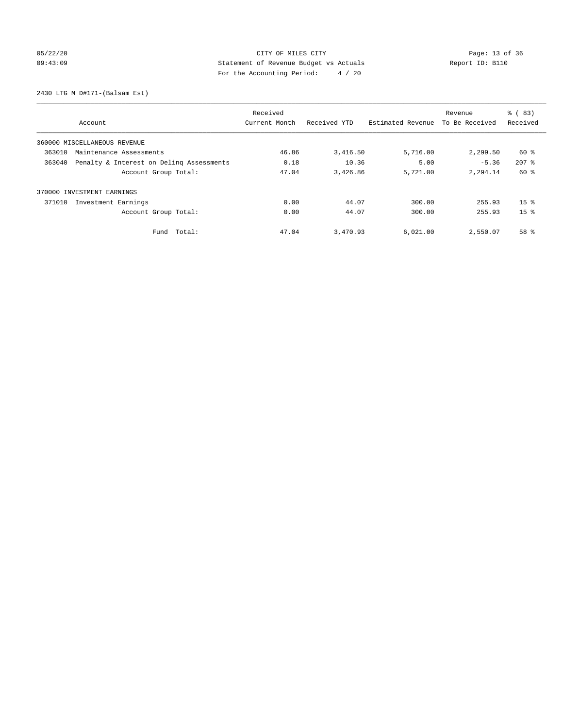CITY OF MILES CITY
Statement of Revenue Budget vs Actuals
For the Accounting Period: 4 / 20

05/22/20
09:43:09

Report ID: B110

2430 LTG M D#171-(Balsam Est)

| Account | Received Current Month | Received YTD | Estimated Revenue | Revenue To Be Received | % ( 83) Received |
|---|---|---|---|---|---|
| 360000 MISCELLANEOUS REVENUE | | | | | |
| 363010 Maintenance Assessments | 46.86 | 3,416.50 | 5,716.00 | 2,299.50 | 60 % |
| 363040 Penalty & Interest on Delinq Assessments | 0.18 | 10.36 | 5.00 | -5.36 | 207 % |
| Account Group Total: | 47.04 | 3,426.86 | 5,721.00 | 2,294.14 | 60 % |
| 370000 INVESTMENT EARNINGS | | | | | |
| 371010 Investment Earnings | 0.00 | 44.07 | 300.00 | 255.93 | 15 % |
| Account Group Total: | 0.00 | 44.07 | 300.00 | 255.93 | 15 % |
| Fund Total: | 47.04 | 3,470.93 | 6,021.00 | 2,550.07 | 58 % |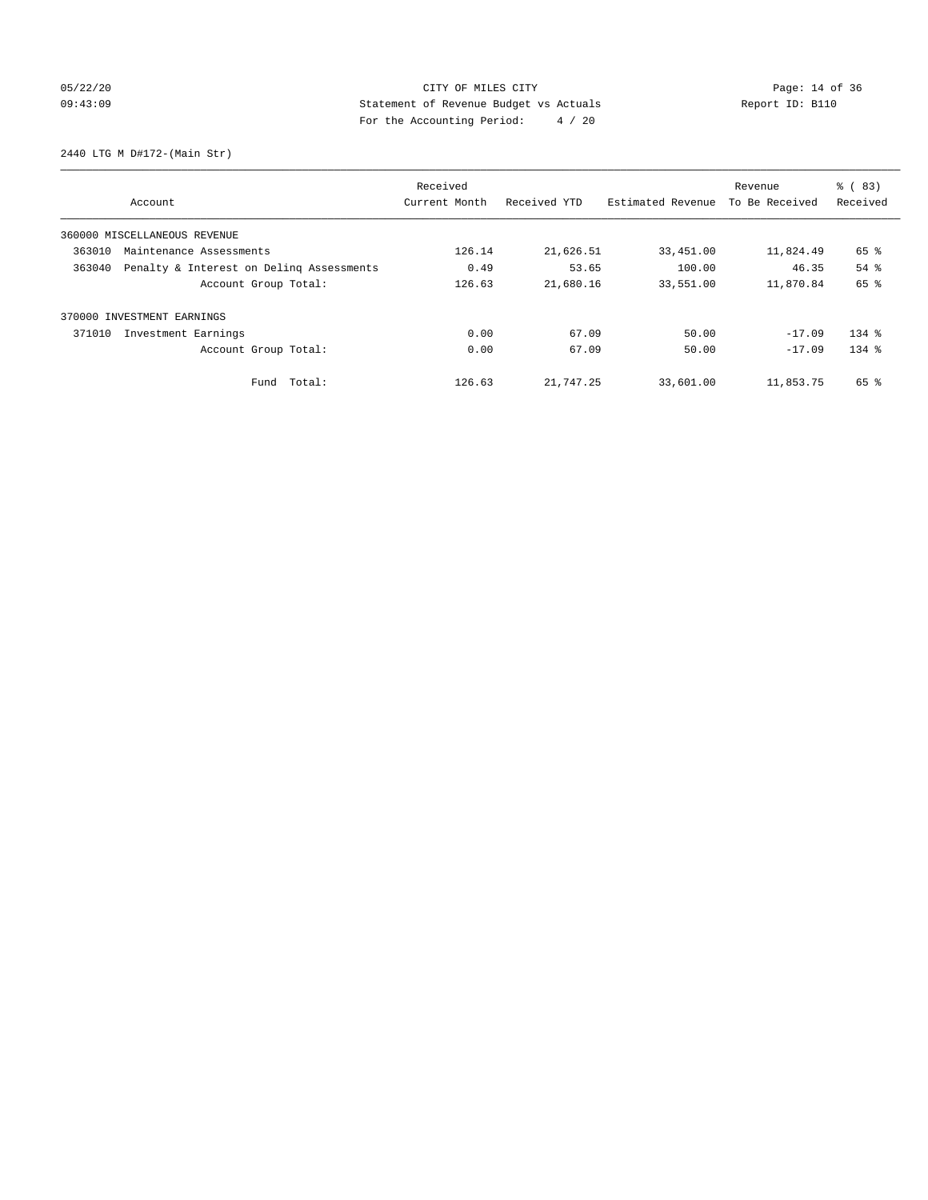CITY OF MILES CITY

Statement of Revenue Budget vs Actuals

For the Accounting Period: 4 / 20

05/22/20 09:43:09 Report ID: B110

2440 LTG M D#172-(Main Str)

| Account | Received Current Month | Received YTD | Estimated Revenue | Revenue To Be Received | % ( 83) Received |
|---|---|---|---|---|---|
| 360000 MISCELLANEOUS REVENUE | | | | | |
| 363010 Maintenance Assessments | 126.14 | 21,626.51 | 33,451.00 | 11,824.49 | 65 % |
| 363040 Penalty & Interest on Delinq Assessments | 0.49 | 53.65 | 100.00 | 46.35 | 54 % |
| Account Group Total: | 126.63 | 21,680.16 | 33,551.00 | 11,870.84 | 65 % |
| 370000 INVESTMENT EARNINGS | | | | | |
| 371010 Investment Earnings | 0.00 | 67.09 | 50.00 | -17.09 | 134 % |
| Account Group Total: | 0.00 | 67.09 | 50.00 | -17.09 | 134 % |
| Fund Total: | 126.63 | 21,747.25 | 33,601.00 | 11,853.75 | 65 % |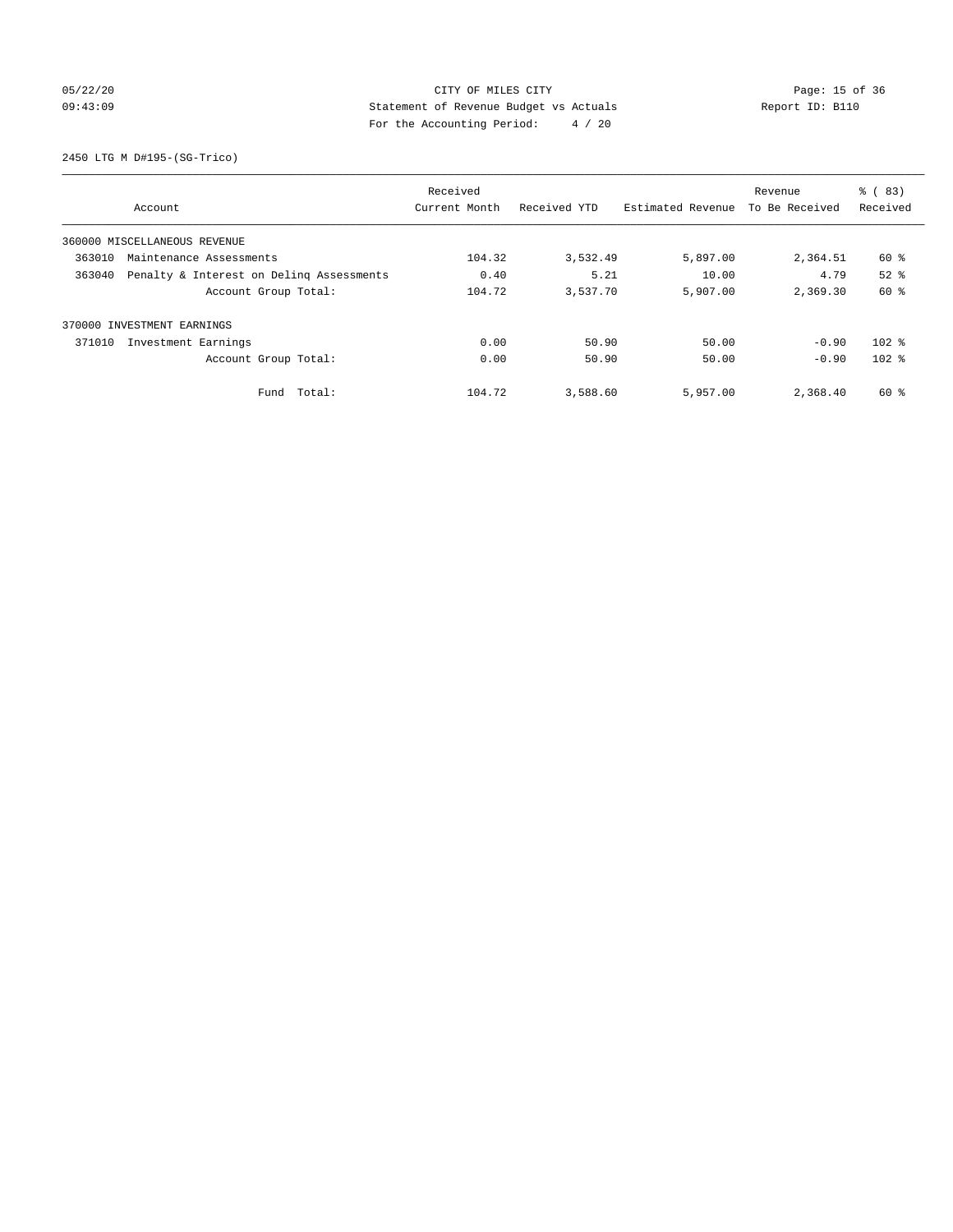CITY OF MILES CITY
Statement of Revenue Budget vs Actuals
For the Accounting Period: 4 / 20

05/22/20
09:43:09

Report ID: B110

2450 LTG M D#195-(SG-Trico)

| Account | Received Current Month | Received YTD | Estimated Revenue | Revenue To Be Received | % ( 83) Received |
|---|---|---|---|---|---|
| 360000 MISCELLANEOUS REVENUE | | | | | |
| 363010 Maintenance Assessments | 104.32 | 3,532.49 | 5,897.00 | 2,364.51 | 60 % |
| 363040 Penalty & Interest on Delinq Assessments | 0.40 | 5.21 | 10.00 | 4.79 | 52 % |
| Account Group Total: | 104.72 | 3,537.70 | 5,907.00 | 2,369.30 | 60 % |
| 370000 INVESTMENT EARNINGS | | | | | |
| 371010 Investment Earnings | 0.00 | 50.90 | 50.00 | -0.90 | 102 % |
| Account Group Total: | 0.00 | 50.90 | 50.00 | -0.90 | 102 % |
| Fund Total: | 104.72 | 3,588.60 | 5,957.00 | 2,368.40 | 60 % |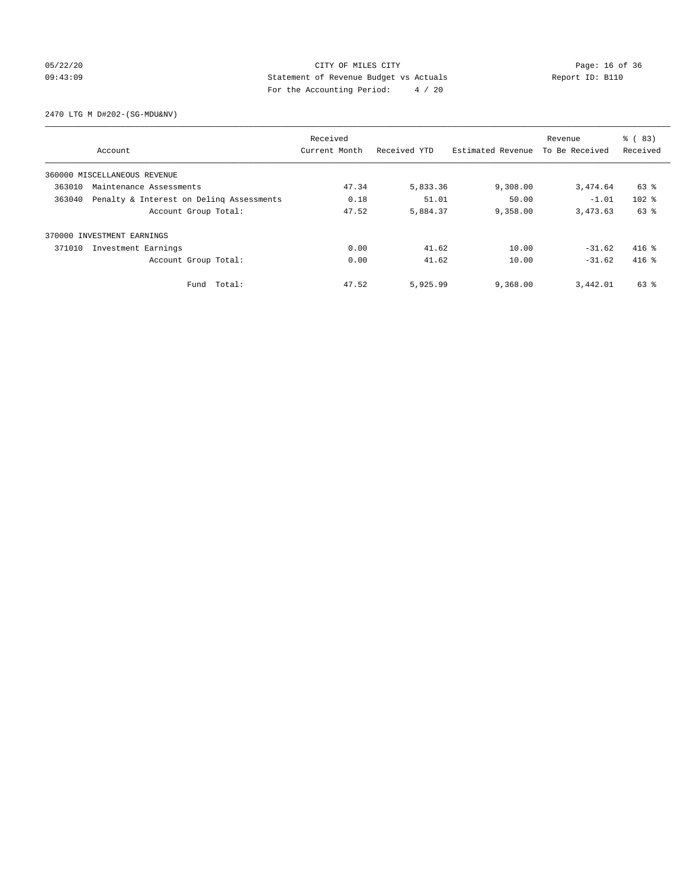CITY OF MILES CITY
Statement of Revenue Budget vs Actuals
For the Accounting Period: 4 / 20

05/22/20
09:43:09

Report ID: B110

2470 LTG M D#202-(SG-MDU&NV)

| Account | Received Current Month | Received YTD | Estimated Revenue | Revenue To Be Received | % ( 83) Received |
|---|---|---|---|---|---|
| 360000 MISCELLANEOUS REVENUE | | | | | |
| 363010 Maintenance Assessments | 47.34 | 5,833.36 | 9,308.00 | 3,474.64 | 63 % |
| 363040 Penalty & Interest on Delinq Assessments | 0.18 | 51.01 | 50.00 | -1.01 | 102 % |
| Account Group Total: | 47.52 | 5,884.37 | 9,358.00 | 3,473.63 | 63 % |
| 370000 INVESTMENT EARNINGS | | | | | |
| 371010 Investment Earnings | 0.00 | 41.62 | 10.00 | -31.62 | 416 % |
| Account Group Total: | 0.00 | 41.62 | 10.00 | -31.62 | 416 % |
| Fund Total: | 47.52 | 5,925.99 | 9,368.00 | 3,442.01 | 63 % |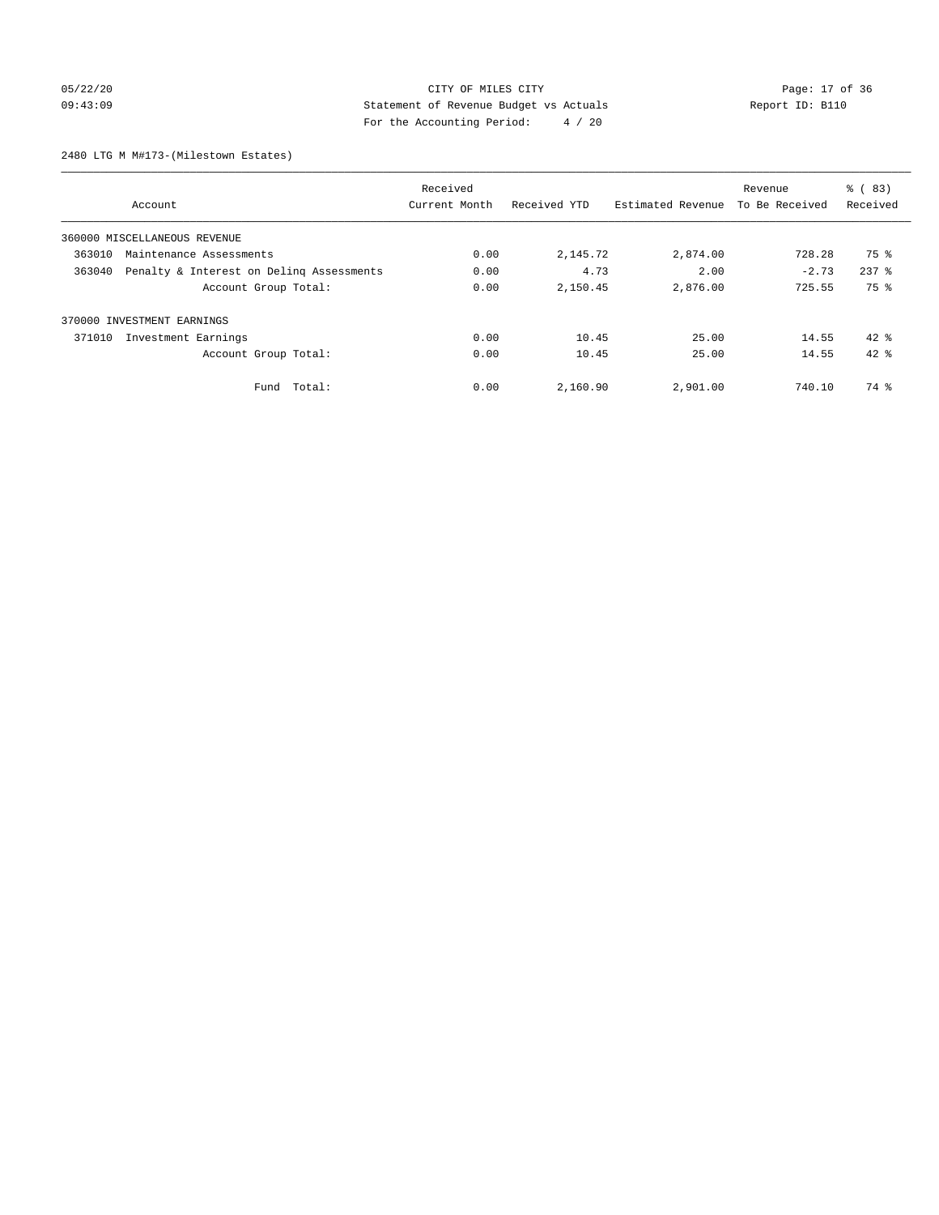CITY OF MILES CITY
Statement of Revenue Budget vs Actuals
For the Accounting Period: 4 / 20

05/22/20
09:43:09

Report ID: B110

2480 LTG M M#173-(Milestown Estates)

| Account | Received Current Month | Received YTD | Estimated Revenue | Revenue To Be Received | % ( 83) Received |
|---|---|---|---|---|---|
| 360000 MISCELLANEOUS REVENUE | | | | | |
| 363010 Maintenance Assessments | 0.00 | 2,145.72 | 2,874.00 | 728.28 | 75 % |
| 363040 Penalty & Interest on Delinq Assessments | 0.00 | 4.73 | 2.00 | -2.73 | 237 % |
| Account Group Total: | 0.00 | 2,150.45 | 2,876.00 | 725.55 | 75 % |
| 370000 INVESTMENT EARNINGS | | | | | |
| 371010 Investment Earnings | 0.00 | 10.45 | 25.00 | 14.55 | 42 % |
| Account Group Total: | 0.00 | 10.45 | 25.00 | 14.55 | 42 % |
| Fund Total: | 0.00 | 2,160.90 | 2,901.00 | 740.10 | 74 % |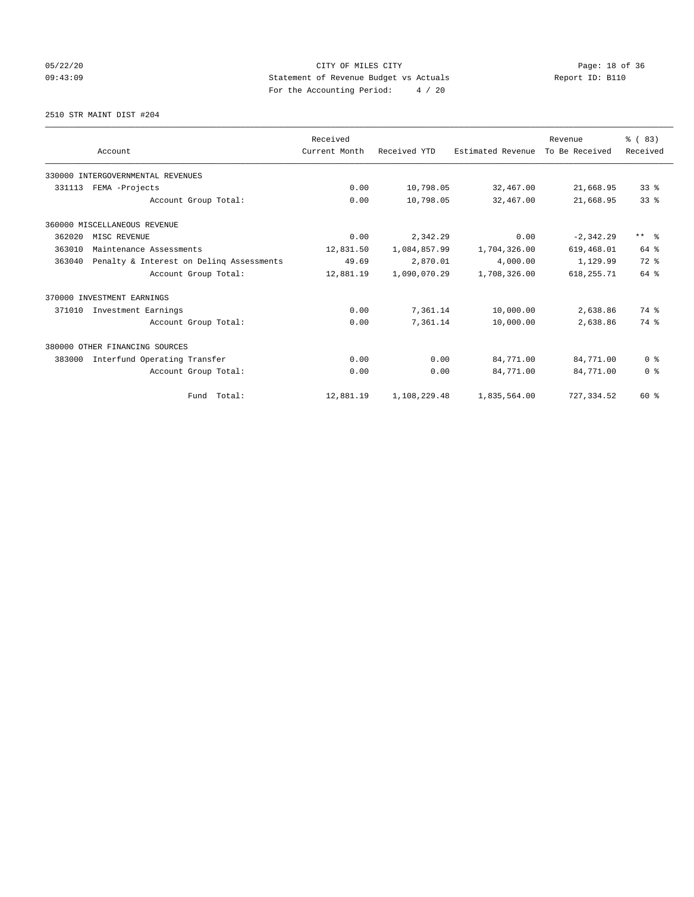CITY OF MILES CITY
Statement of Revenue Budget vs Actuals
For the Accounting Period: 4 / 20

05/22/20
09:43:09

Report ID: B110

2510 STR MAINT DIST #204

| Account | Received Current Month | Received YTD | Estimated Revenue | Revenue To Be Received | % ( 83) Received |
|---|---|---|---|---|---|
| 330000 INTERGOVERNMENTAL REVENUES | | | | | |
| 331113 FEMA -Projects | 0.00 | 10,798.05 | 32,467.00 | 21,668.95 | 33 % |
| Account Group Total: | 0.00 | 10,798.05 | 32,467.00 | 21,668.95 | 33 % |
| 360000 MISCELLANEOUS REVENUE | | | | | |
| 362020 MISC REVENUE | 0.00 | 2,342.29 | 0.00 | -2,342.29 | ** % |
| 363010 Maintenance Assessments | 12,831.50 | 1,084,857.99 | 1,704,326.00 | 619,468.01 | 64 % |
| 363040 Penalty & Interest on Delinq Assessments | 49.69 | 2,870.01 | 4,000.00 | 1,129.99 | 72 % |
| Account Group Total: | 12,881.19 | 1,090,070.29 | 1,708,326.00 | 618,255.71 | 64 % |
| 370000 INVESTMENT EARNINGS | | | | | |
| 371010 Investment Earnings | 0.00 | 7,361.14 | 10,000.00 | 2,638.86 | 74 % |
| Account Group Total: | 0.00 | 7,361.14 | 10,000.00 | 2,638.86 | 74 % |
| 380000 OTHER FINANCING SOURCES | | | | | |
| 383000 Interfund Operating Transfer | 0.00 | 0.00 | 84,771.00 | 84,771.00 | 0 % |
| Account Group Total: | 0.00 | 0.00 | 84,771.00 | 84,771.00 | 0 % |
| Fund Total: | 12,881.19 | 1,108,229.48 | 1,835,564.00 | 727,334.52 | 60 % |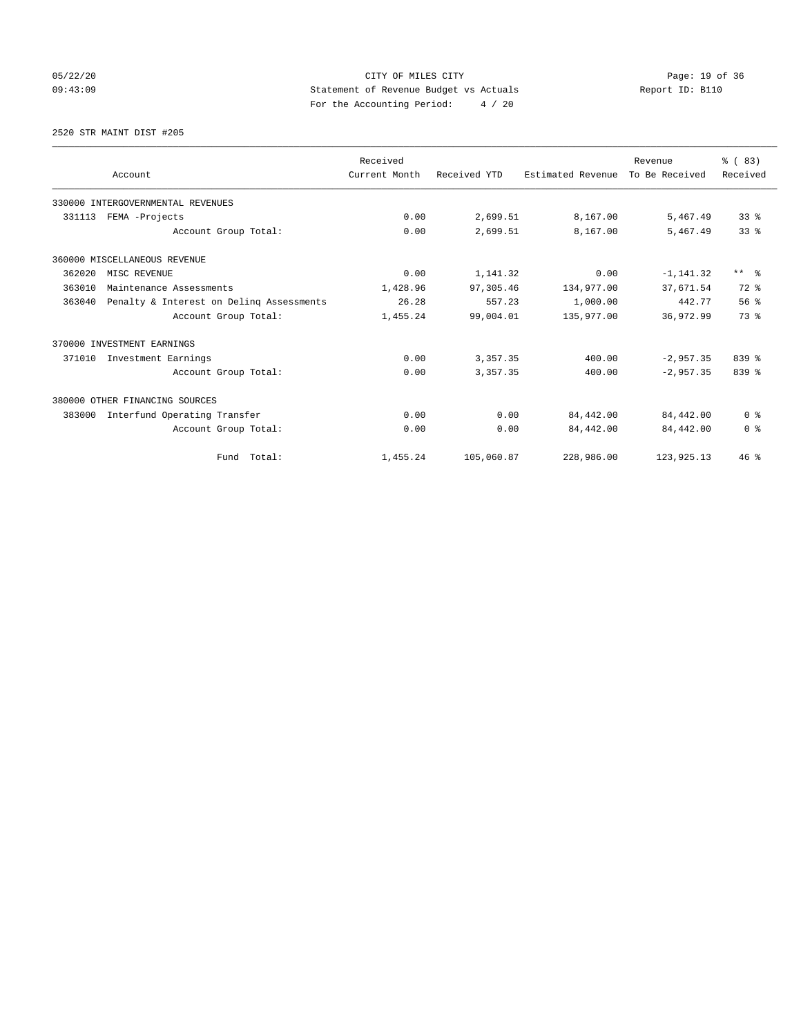CITY OF MILES CITY
Statement of Revenue Budget vs Actuals
For the Accounting Period: 4 / 20

05/22/20
09:43:09

Report ID: B110

2520 STR MAINT DIST #205

| Account | Received Current Month | Received YTD | Estimated Revenue | Revenue To Be Received | % ( 83) Received |
|---|---|---|---|---|---|
| 330000 INTERGOVERNMENTAL REVENUES | | | | | |
| 331113 FEMA -Projects | 0.00 | 2,699.51 | 8,167.00 | 5,467.49 | 33 % |
| Account Group Total: | 0.00 | 2,699.51 | 8,167.00 | 5,467.49 | 33 % |
| 360000 MISCELLANEOUS REVENUE | | | | | |
| 362020 MISC REVENUE | 0.00 | 1,141.32 | 0.00 | -1,141.32 | ** % |
| 363010 Maintenance Assessments | 1,428.96 | 97,305.46 | 134,977.00 | 37,671.54 | 72 % |
| 363040 Penalty & Interest on Delinq Assessments | 26.28 | 557.23 | 1,000.00 | 442.77 | 56 % |
| Account Group Total: | 1,455.24 | 99,004.01 | 135,977.00 | 36,972.99 | 73 % |
| 370000 INVESTMENT EARNINGS | | | | | |
| 371010 Investment Earnings | 0.00 | 3,357.35 | 400.00 | -2,957.35 | 839 % |
| Account Group Total: | 0.00 | 3,357.35 | 400.00 | -2,957.35 | 839 % |
| 380000 OTHER FINANCING SOURCES | | | | | |
| 383000 Interfund Operating Transfer | 0.00 | 0.00 | 84,442.00 | 84,442.00 | 0 % |
| Account Group Total: | 0.00 | 0.00 | 84,442.00 | 84,442.00 | 0 % |
| Fund Total: | 1,455.24 | 105,060.87 | 228,986.00 | 123,925.13 | 46 % |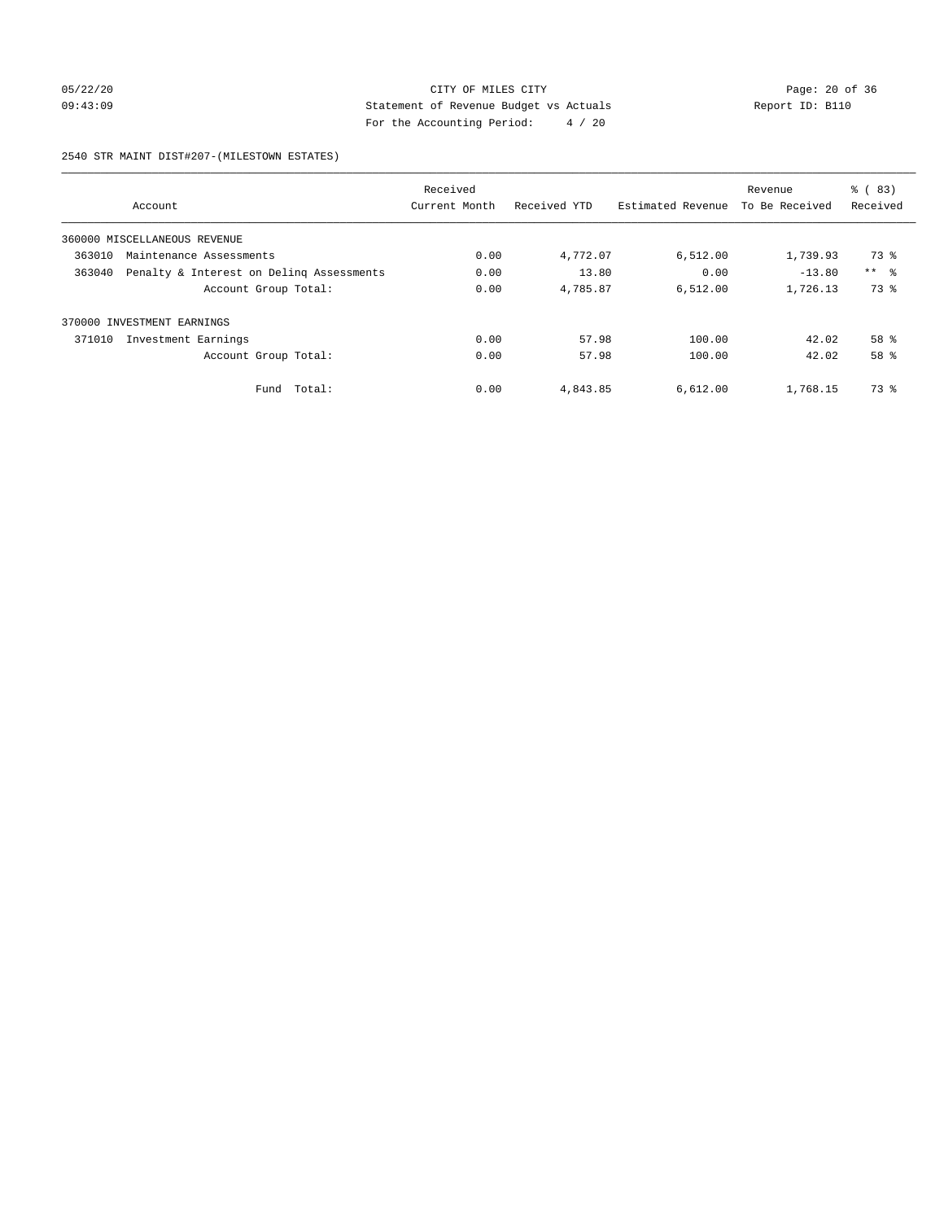CITY OF MILES CITY
Statement of Revenue Budget vs Actuals
For the Accounting Period: 4 / 20

05/22/20
09:43:09

Report ID: B110

2540 STR MAINT DIST#207-(MILESTOWN ESTATES)

| Account | Received Current Month | Received YTD | Estimated Revenue | Revenue To Be Received | % ( 83) Received |
|---|---|---|---|---|---|
| 360000 MISCELLANEOUS REVENUE | | | | | |
| 363010 Maintenance Assessments | 0.00 | 4,772.07 | 6,512.00 | 1,739.93 | 73 % |
| 363040 Penalty & Interest on Delinq Assessments | 0.00 | 13.80 | 0.00 | -13.80 | ** % |
| Account Group Total: | 0.00 | 4,785.87 | 6,512.00 | 1,726.13 | 73 % |
| 370000 INVESTMENT EARNINGS | | | | | |
| 371010 Investment Earnings | 0.00 | 57.98 | 100.00 | 42.02 | 58 % |
| Account Group Total: | 0.00 | 57.98 | 100.00 | 42.02 | 58 % |
| Fund Total: | 0.00 | 4,843.85 | 6,612.00 | 1,768.15 | 73 % |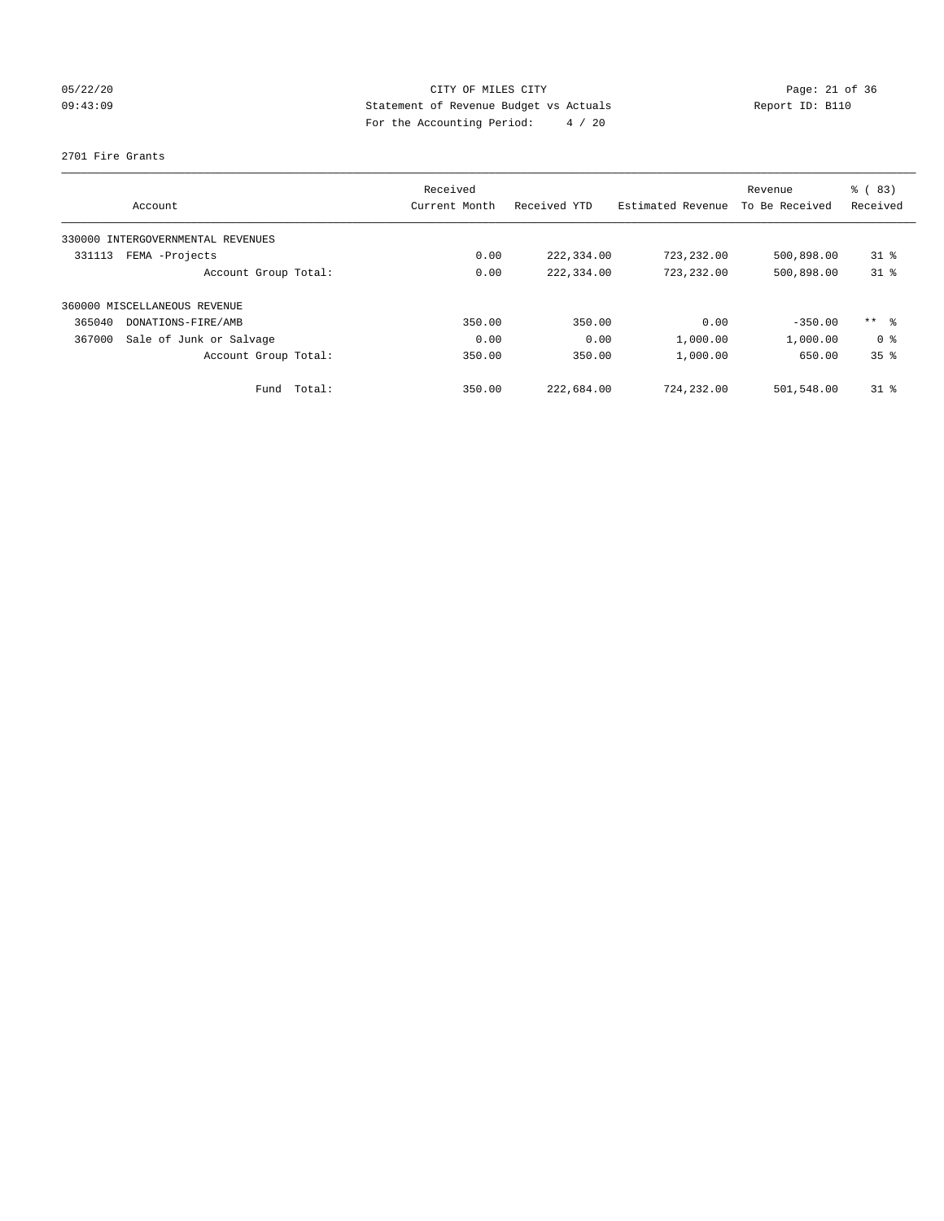CITY OF MILES CITY
Statement of Revenue Budget vs Actuals
For the Accounting Period: 4 / 20

05/22/20
09:43:09

Report ID: B110

2701 Fire Grants

| Account | Received Current Month | Received YTD | Estimated Revenue | Revenue To Be Received | % ( 83) Received |
|---|---|---|---|---|---|
| 330000 INTERGOVERNMENTAL REVENUES | | | | | |
| 331113 FEMA -Projects | 0.00 | 222,334.00 | 723,232.00 | 500,898.00 | 31 % |
| Account Group Total: | 0.00 | 222,334.00 | 723,232.00 | 500,898.00 | 31 % |
| 360000 MISCELLANEOUS REVENUE | | | | | |
| 365040 DONATIONS-FIRE/AMB | 350.00 | 350.00 | 0.00 | -350.00 | ** % |
| 367000 Sale of Junk or Salvage | 0.00 | 0.00 | 1,000.00 | 1,000.00 | 0 % |
| Account Group Total: | 350.00 | 350.00 | 1,000.00 | 650.00 | 35 % |
| Fund Total: | 350.00 | 222,684.00 | 724,232.00 | 501,548.00 | 31 % |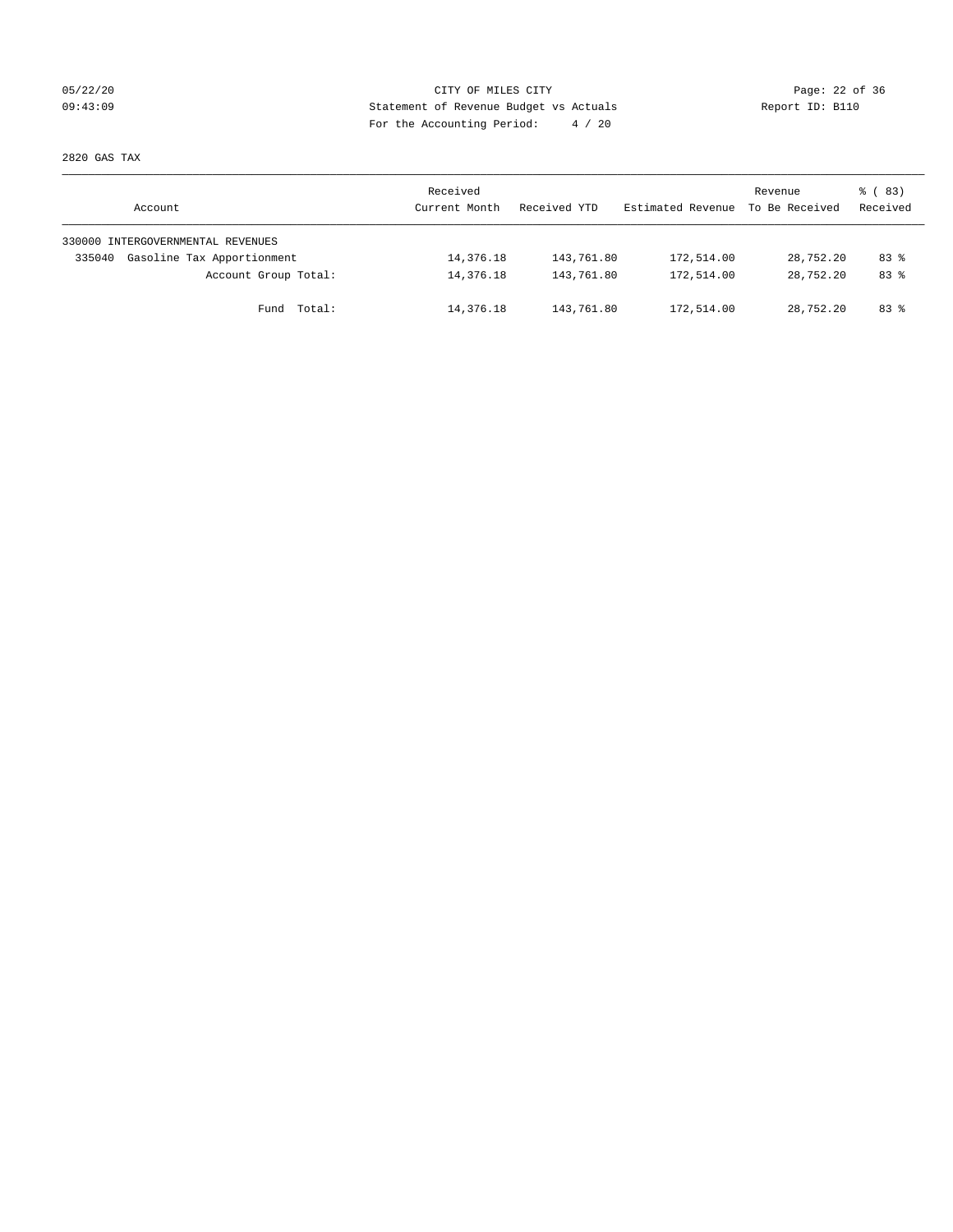CITY OF MILES CITY
Statement of Revenue Budget vs Actuals
For the Accounting Period: 4 / 20

05/22/20
09:43:09

Report ID: B110

2820 GAS TAX

| Account | Received Current Month | Received YTD | Estimated Revenue | Revenue To Be Received | % ( 83) Received |
|---|---|---|---|---|---|
| 330000 INTERGOVERNMENTAL REVENUES | | | | | |
| 335040 Gasoline Tax Apportionment | 14,376.18 | 143,761.80 | 172,514.00 | 28,752.20 | 83 % |
| Account Group Total: | 14,376.18 | 143,761.80 | 172,514.00 | 28,752.20 | 83 % |
| Fund Total: | 14,376.18 | 143,761.80 | 172,514.00 | 28,752.20 | 83 % |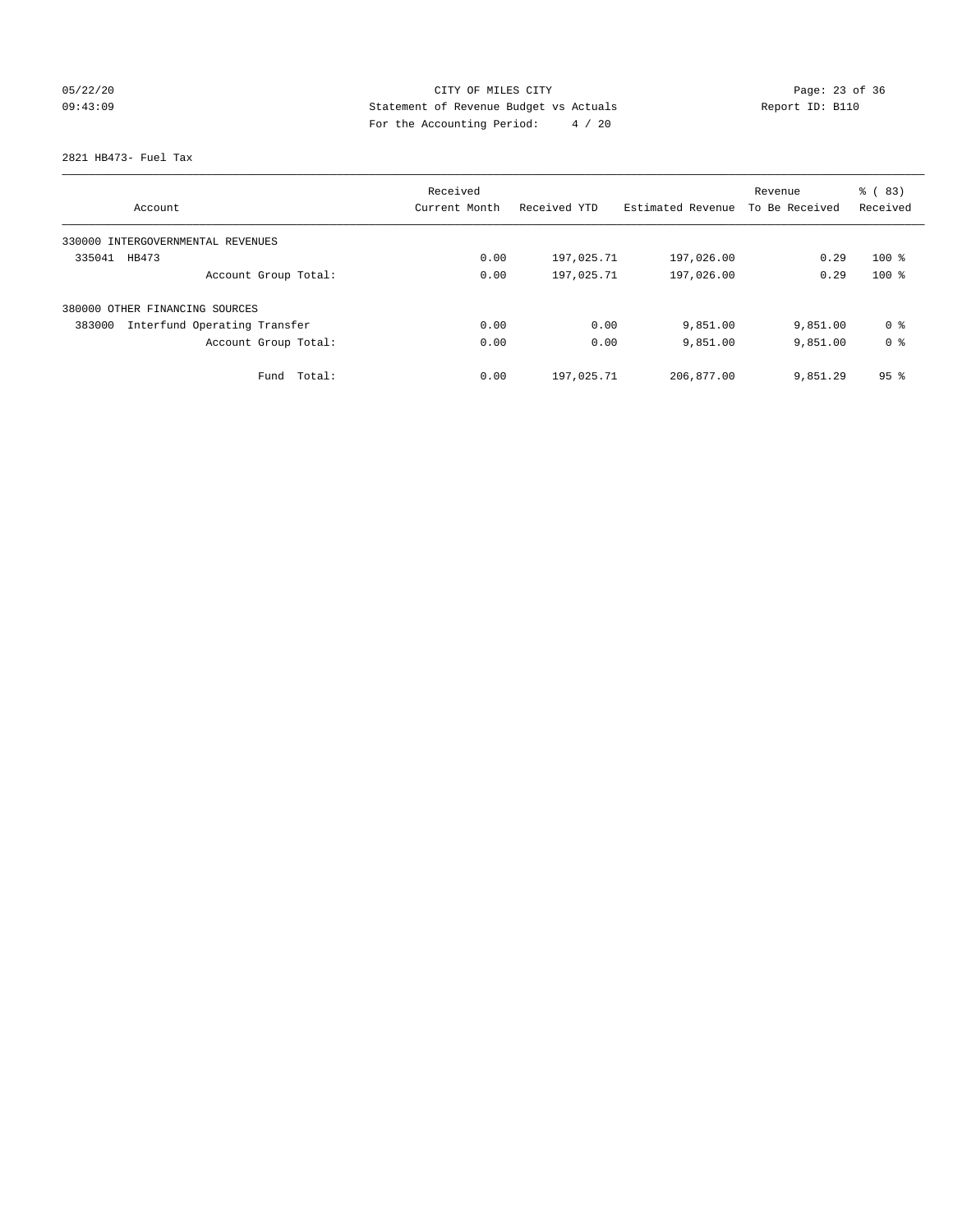CITY OF MILES CITY
Statement of Revenue Budget vs Actuals
For the Accounting Period: 4 / 20

05/22/20
09:43:09

Report ID: B110

2821 HB473- Fuel Tax

| Account | Received Current Month | Received YTD | Estimated Revenue | Revenue To Be Received | % ( 83) Received |
|---|---|---|---|---|---|
| 330000 INTERGOVERNMENTAL REVENUES | | | | | |
| 335041 HB473 | 0.00 | 197,025.71 | 197,026.00 | 0.29 | 100 % |
| Account Group Total: | 0.00 | 197,025.71 | 197,026.00 | 0.29 | 100 % |
| 380000 OTHER FINANCING SOURCES | | | | | |
| 383000 Interfund Operating Transfer | 0.00 | 0.00 | 9,851.00 | 9,851.00 | 0 % |
| Account Group Total: | 0.00 | 0.00 | 9,851.00 | 9,851.00 | 0 % |
| Fund Total: | 0.00 | 197,025.71 | 206,877.00 | 9,851.29 | 95 % |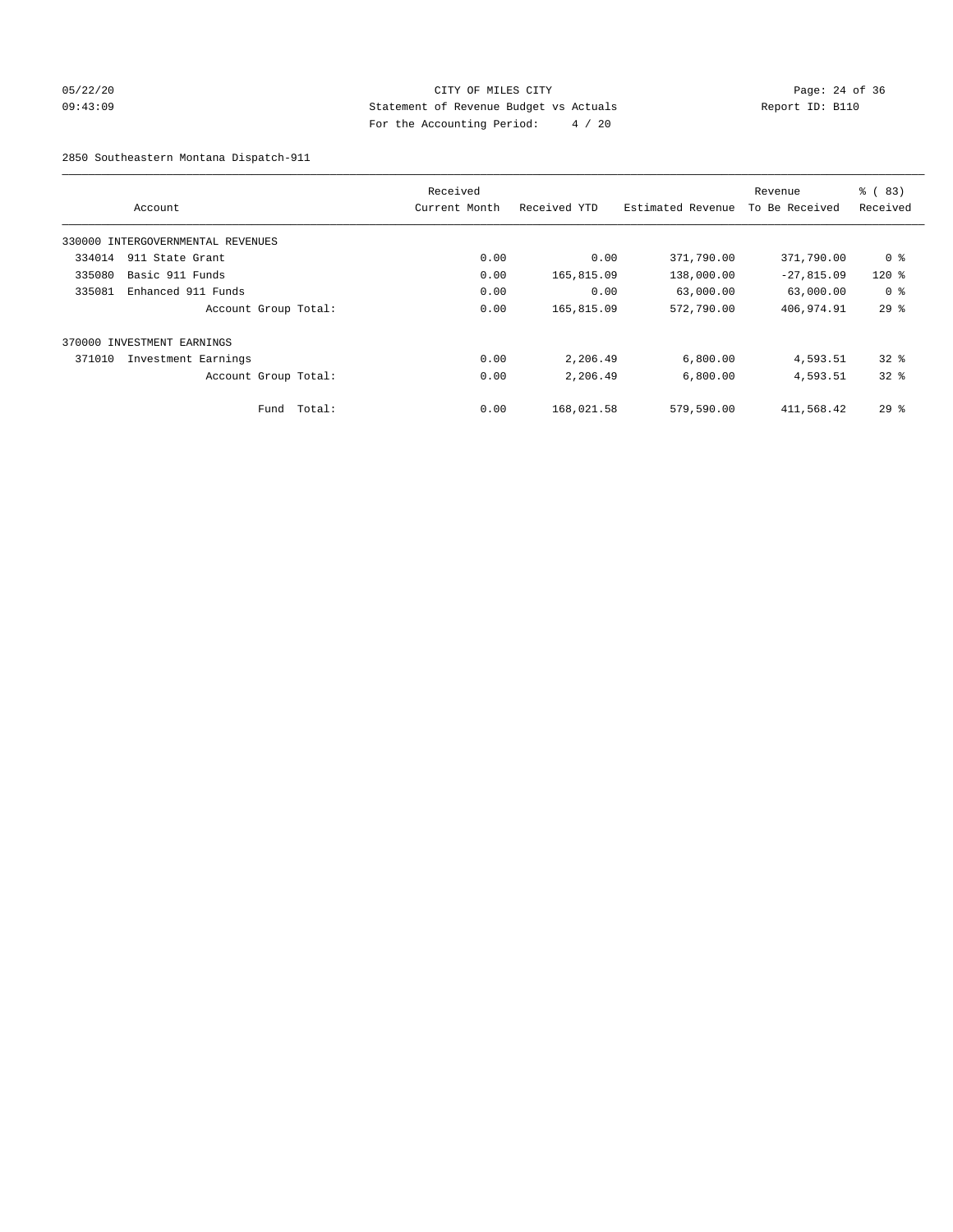CITY OF MILES CITY
Statement of Revenue Budget vs Actuals
For the Accounting Period: 4 / 20

05/22/20
09:43:09

Report ID: B110

2850 Southeastern Montana Dispatch-911

| Account | Received Current Month | Received YTD | Estimated Revenue | Revenue To Be Received | % ( 83) Received |
|---|---|---|---|---|---|
| 330000 INTERGOVERNMENTAL REVENUES | | | | | |
| 334014 911 State Grant | 0.00 | 0.00 | 371,790.00 | 371,790.00 | 0 % |
| 335080 Basic 911 Funds | 0.00 | 165,815.09 | 138,000.00 | -27,815.09 | 120 % |
| 335081 Enhanced 911 Funds | 0.00 | 0.00 | 63,000.00 | 63,000.00 | 0 % |
| Account Group Total: | 0.00 | 165,815.09 | 572,790.00 | 406,974.91 | 29 % |
| 370000 INVESTMENT EARNINGS | | | | | |
| 371010 Investment Earnings | 0.00 | 2,206.49 | 6,800.00 | 4,593.51 | 32 % |
| Account Group Total: | 0.00 | 2,206.49 | 6,800.00 | 4,593.51 | 32 % |
| Fund Total: | 0.00 | 168,021.58 | 579,590.00 | 411,568.42 | 29 % |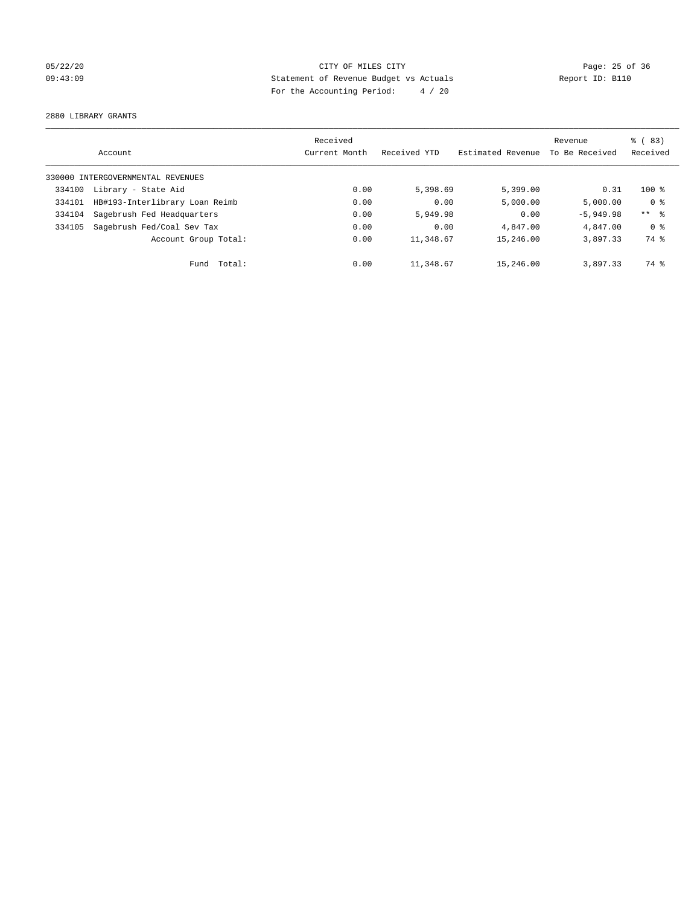CITY OF MILES CITY
Statement of Revenue Budget vs Actuals
For the Accounting Period: 4 / 20

05/22/20
09:43:09

Report ID: B110

2880 LIBRARY GRANTS

| Account | | Received Current Month | Received YTD | Estimated Revenue | Revenue To Be Received | % ( 83) Received |
|---|---|---|---|---|---|---|
| 330000 INTERGOVERNMENTAL REVENUES | | | | | | |
| 334100 | Library - State Aid | 0.00 | 5,398.69 | 5,399.00 | 0.31 | 100 % |
| 334101 | HB#193-Interlibrary Loan Reimb | 0.00 | 0.00 | 5,000.00 | 5,000.00 | 0 % |
| 334104 | Sagebrush Fed Headquarters | 0.00 | 5,949.98 | 0.00 | -5,949.98 | ** % |
| 334105 | Sagebrush Fed/Coal Sev Tax | 0.00 | 0.00 | 4,847.00 | 4,847.00 | 0 % |
| | Account Group Total: | 0.00 | 11,348.67 | 15,246.00 | 3,897.33 | 74 % |
| | Fund Total: | 0.00 | 11,348.67 | 15,246.00 | 3,897.33 | 74 % |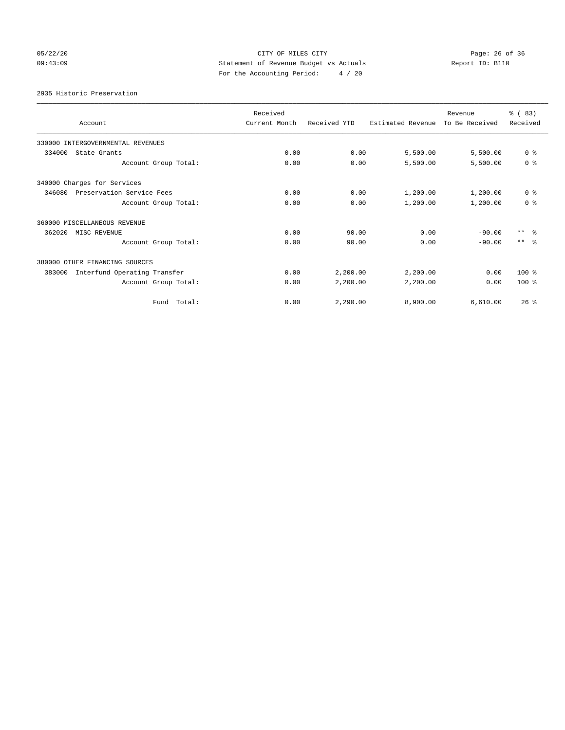CITY OF MILES CITY
Statement of Revenue Budget vs Actuals
For the Accounting Period: 4 / 20

05/22/20
09:43:09

Report ID: B110

2935 Historic Preservation

| Account | Received Current Month | Received YTD | Estimated Revenue | Revenue To Be Received | % ( 83) Received |
|---|---|---|---|---|---|
| 330000 INTERGOVERNMENTAL REVENUES | | | | | |
| 334000 State Grants | 0.00 | 0.00 | 5,500.00 | 5,500.00 | 0 % |
| Account Group Total: | 0.00 | 0.00 | 5,500.00 | 5,500.00 | 0 % |
| 340000 Charges for Services | | | | | |
| 346080 Preservation Service Fees | 0.00 | 0.00 | 1,200.00 | 1,200.00 | 0 % |
| Account Group Total: | 0.00 | 0.00 | 1,200.00 | 1,200.00 | 0 % |
| 360000 MISCELLANEOUS REVENUE | | | | | |
| 362020 MISC REVENUE | 0.00 | 90.00 | 0.00 | -90.00 | ** % |
| Account Group Total: | 0.00 | 90.00 | 0.00 | -90.00 | ** % |
| 380000 OTHER FINANCING SOURCES | | | | | |
| 383000 Interfund Operating Transfer | 0.00 | 2,200.00 | 2,200.00 | 0.00 | 100 % |
| Account Group Total: | 0.00 | 2,200.00 | 2,200.00 | 0.00 | 100 % |
| Fund Total: | 0.00 | 2,290.00 | 8,900.00 | 6,610.00 | 26 % |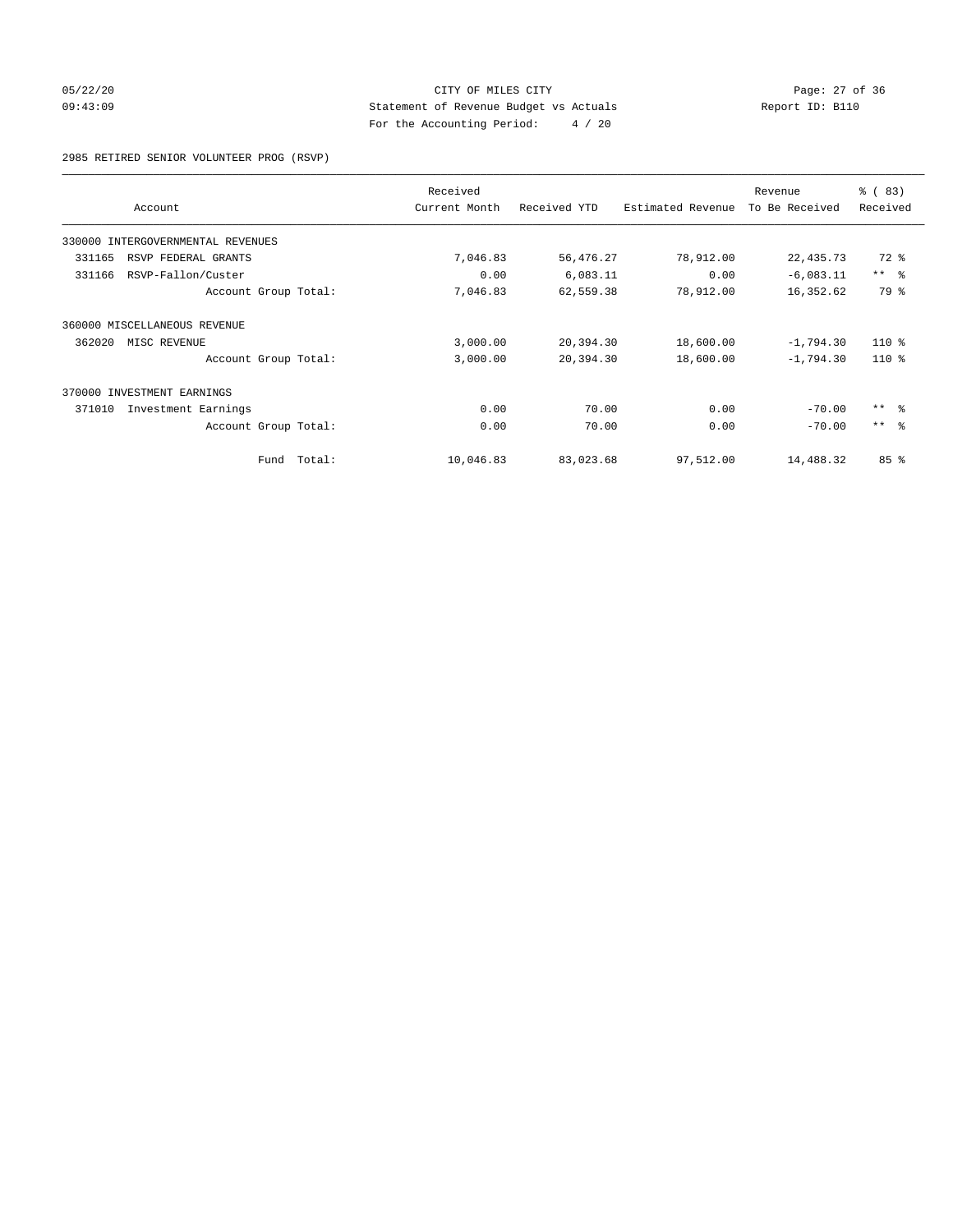CITY OF MILES CITY
Statement of Revenue Budget vs Actuals
For the Accounting Period: 4 / 20

05/22/20
09:43:09

Report ID: B110

2985 RETIRED SENIOR VOLUNTEER PROG (RSVP)

| Account | Received Current Month | Received YTD | Estimated Revenue | Revenue To Be Received | % ( 83) Received |
|---|---|---|---|---|---|
| 330000 INTERGOVERNMENTAL REVENUES | | | | | |
| 331165 RSVP FEDERAL GRANTS | 7,046.83 | 56,476.27 | 78,912.00 | 22,435.73 | 72 % |
| 331166 RSVP-Fallon/Custer | 0.00 | 6,083.11 | 0.00 | -6,083.11 | ** % |
| Account Group Total: | 7,046.83 | 62,559.38 | 78,912.00 | 16,352.62 | 79 % |
| 360000 MISCELLANEOUS REVENUE | | | | | |
| 362020 MISC REVENUE | 3,000.00 | 20,394.30 | 18,600.00 | -1,794.30 | 110 % |
| Account Group Total: | 3,000.00 | 20,394.30 | 18,600.00 | -1,794.30 | 110 % |
| 370000 INVESTMENT EARNINGS | | | | | |
| 371010 Investment Earnings | 0.00 | 70.00 | 0.00 | -70.00 | ** % |
| Account Group Total: | 0.00 | 70.00 | 0.00 | -70.00 | ** % |
| Fund Total: | 10,046.83 | 83,023.68 | 97,512.00 | 14,488.32 | 85 % |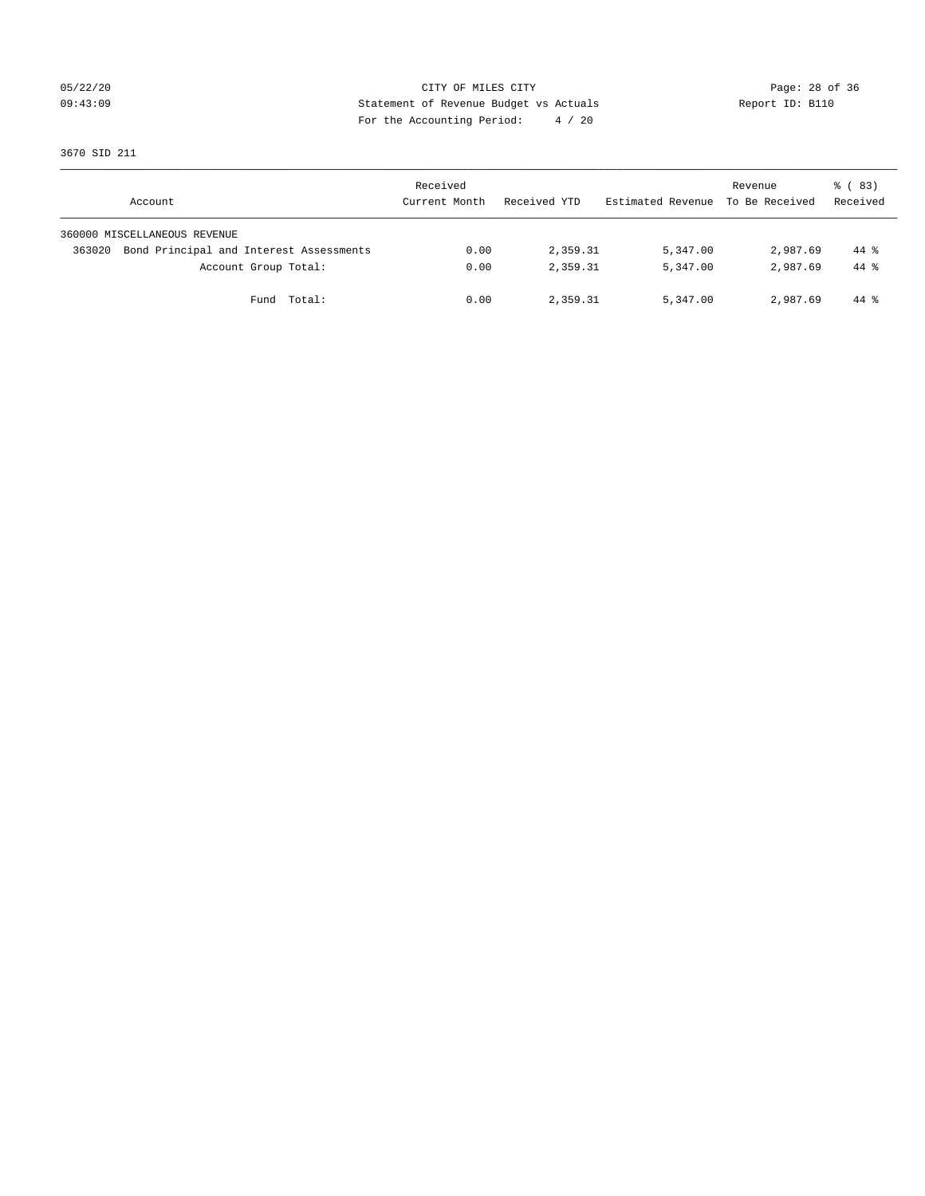CITY OF MILES CITY
Statement of Revenue Budget vs Actuals
For the Accounting Period: 4 / 20

05/22/20
09:43:09

Report ID: B110

3670 SID 211

| Account | Received Current Month | Received YTD | Estimated Revenue | Revenue To Be Received | % ( 83) Received |
|---|---|---|---|---|---|
| 360000 MISCELLANEOUS REVENUE | | | | | |
| 363020 Bond Principal and Interest Assessments | 0.00 | 2,359.31 | 5,347.00 | 2,987.69 | 44 % |
| Account Group Total: | 0.00 | 2,359.31 | 5,347.00 | 2,987.69 | 44 % |
| Fund Total: | 0.00 | 2,359.31 | 5,347.00 | 2,987.69 | 44 % |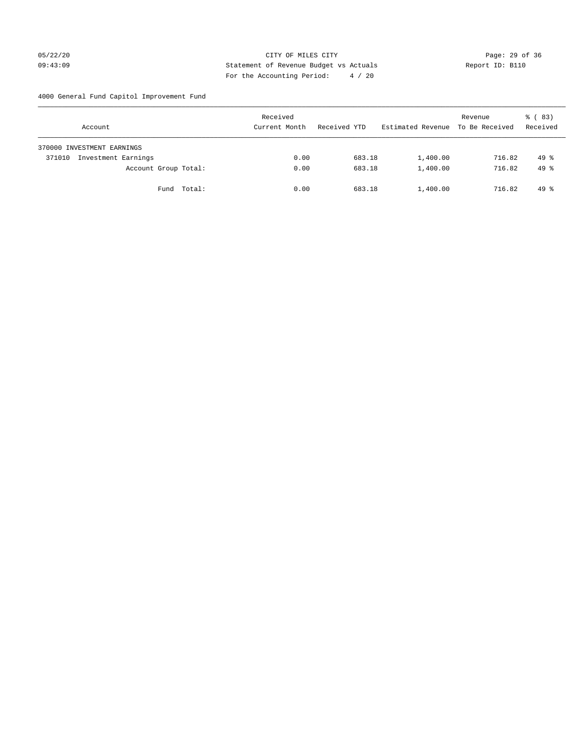CITY OF MILES CITY
Statement of Revenue Budget vs Actuals
For the Accounting Period: 4 / 20

05/22/20
09:43:09

Report ID: B110

4000 General Fund Capitol Improvement Fund

| Account | Received Current Month | Received YTD | Estimated Revenue | Revenue To Be Received | % ( 83) Received |
|---|---|---|---|---|---|
| 370000 INVESTMENT EARNINGS | | | | | |
| 371010 Investment Earnings | 0.00 | 683.18 | 1,400.00 | 716.82 | 49 % |
| Account Group Total: | 0.00 | 683.18 | 1,400.00 | 716.82 | 49 % |
| Fund Total: | 0.00 | 683.18 | 1,400.00 | 716.82 | 49 % |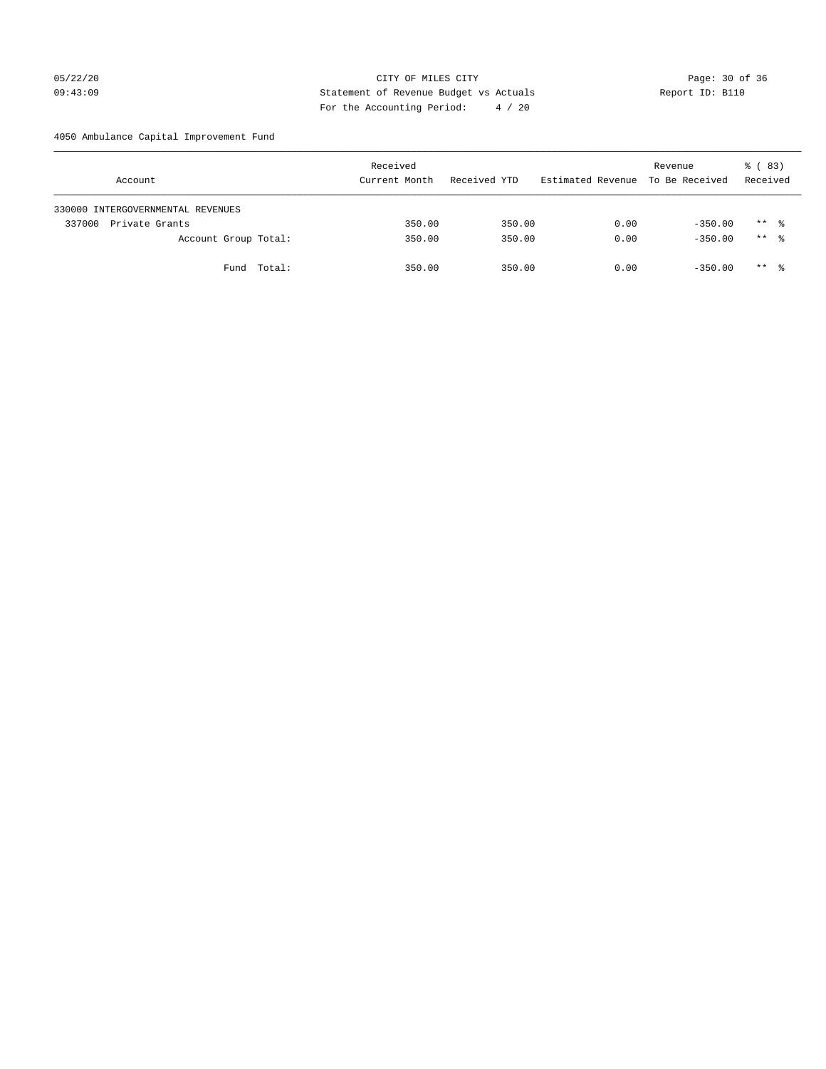CITY OF MILES CITY
Statement of Revenue Budget vs Actuals
For the Accounting Period: 4 / 20

05/22/20
09:43:09

Report ID: B110

4050 Ambulance Capital Improvement Fund

| Account | Received Current Month | Received YTD | Estimated Revenue | Revenue To Be Received | % ( 83) Received |
|---|---|---|---|---|---|
| 330000 INTERGOVERNMENTAL REVENUES | | | | | |
| 337000 Private Grants | 350.00 | 350.00 | 0.00 | -350.00 | ** % |
| Account Group Total: | 350.00 | 350.00 | 0.00 | -350.00 | ** % |
| Fund Total: | 350.00 | 350.00 | 0.00 | -350.00 | ** % |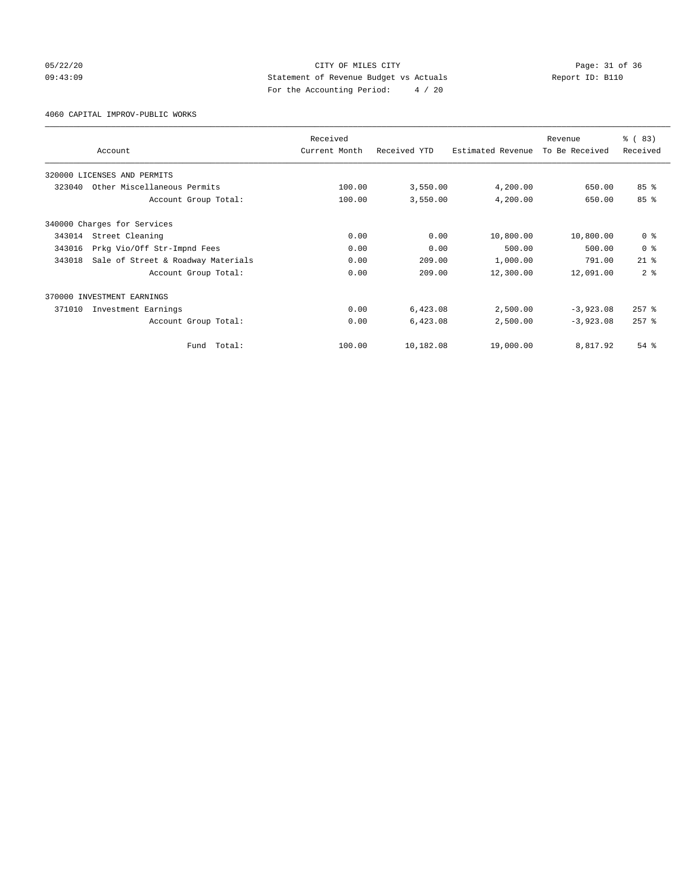CITY OF MILES CITY

Statement of Revenue Budget vs Actuals

For the Accounting Period: 4 / 20

05/22/20 09:43:09 | Report ID: B110

4060 CAPITAL IMPROV-PUBLIC WORKS

| Account | Received Current Month | Received YTD | Estimated Revenue | Revenue To Be Received | % ( 83) Received |
|---|---|---|---|---|---|
| 320000 LICENSES AND PERMITS | | | | | |
| 323040 Other Miscellaneous Permits | 100.00 | 3,550.00 | 4,200.00 | 650.00 | 85 % |
| Account Group Total: | 100.00 | 3,550.00 | 4,200.00 | 650.00 | 85 % |
| 340000 Charges for Services | | | | | |
| 343014 Street Cleaning | 0.00 | 0.00 | 10,800.00 | 10,800.00 | 0 % |
| 343016 Prkg Vio/Off Str-Impnd Fees | 0.00 | 0.00 | 500.00 | 500.00 | 0 % |
| 343018 Sale of Street & Roadway Materials | 0.00 | 209.00 | 1,000.00 | 791.00 | 21 % |
| Account Group Total: | 0.00 | 209.00 | 12,300.00 | 12,091.00 | 2 % |
| 370000 INVESTMENT EARNINGS | | | | | |
| 371010 Investment Earnings | 0.00 | 6,423.08 | 2,500.00 | -3,923.08 | 257 % |
| Account Group Total: | 0.00 | 6,423.08 | 2,500.00 | -3,923.08 | 257 % |
| Fund Total: | 100.00 | 10,182.08 | 19,000.00 | 8,817.92 | 54 % |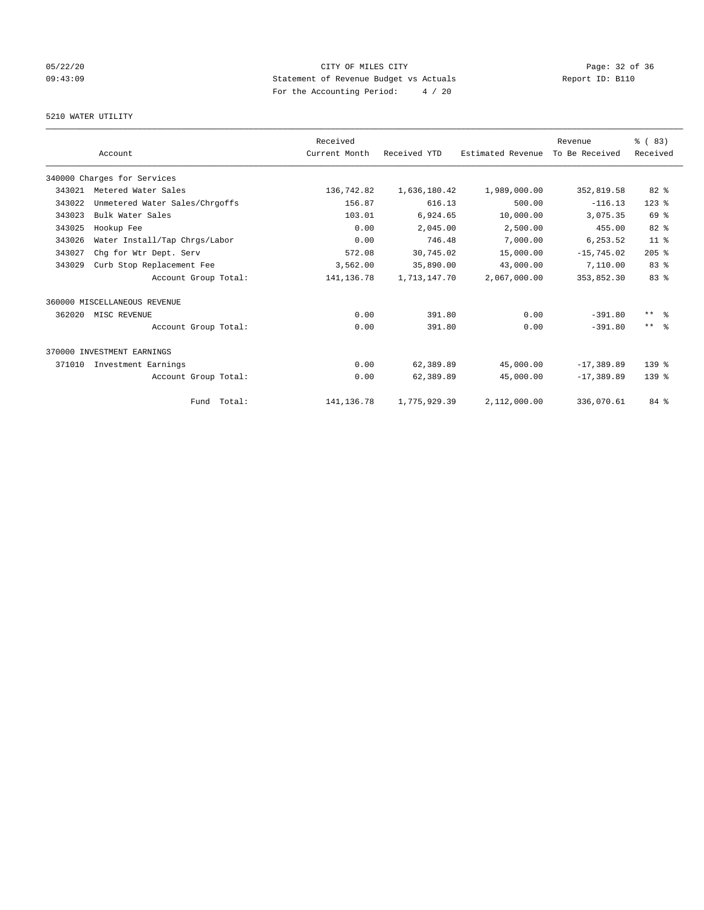# CITY OF MILES CITY

## Statement of Revenue Budget vs Actuals

For the Accounting Period: 4 / 20

05/22/20 09:43:09 — Report ID: B110

### 5210 WATER UTILITY

| Account | | Received Current Month | Received YTD | Estimated Revenue | Revenue To Be Received | % ( 83) Received |
|---|---|---|---|---|---|---|
| **340000 Charges for Services** | | | | | | |
| 343021 | Metered Water Sales | 136,742.82 | 1,636,180.42 | 1,989,000.00 | 352,819.58 | 82 % |
| 343022 | Unmetered Water Sales/Chrgoffs | 156.87 | 616.13 | 500.00 | -116.13 | 123 % |
| 343023 | Bulk Water Sales | 103.01 | 6,924.65 | 10,000.00 | 3,075.35 | 69 % |
| 343025 | Hookup Fee | 0.00 | 2,045.00 | 2,500.00 | 455.00 | 82 % |
| 343026 | Water Install/Tap Chrgs/Labor | 0.00 | 746.48 | 7,000.00 | 6,253.52 | 11 % |
| 343027 | Chg for Wtr Dept. Serv | 572.08 | 30,745.02 | 15,000.00 | -15,745.02 | 205 % |
| 343029 | Curb Stop Replacement Fee | 3,562.00 | 35,890.00 | 43,000.00 | 7,110.00 | 83 % |
| | Account Group Total: | 141,136.78 | 1,713,147.70 | 2,067,000.00 | 353,852.30 | 83 % |
| **360000 MISCELLANEOUS REVENUE** | | | | | | |
| 362020 | MISC REVENUE | 0.00 | 391.80 | 0.00 | -391.80 | ** % |
| | Account Group Total: | 0.00 | 391.80 | 0.00 | -391.80 | ** % |
| **370000 INVESTMENT EARNINGS** | | | | | | |
| 371010 | Investment Earnings | 0.00 | 62,389.89 | 45,000.00 | -17,389.89 | 139 % |
| | Account Group Total: | 0.00 | 62,389.89 | 45,000.00 | -17,389.89 | 139 % |
| | Fund Total: | 141,136.78 | 1,775,929.39 | 2,112,000.00 | 336,070.61 | 84 % |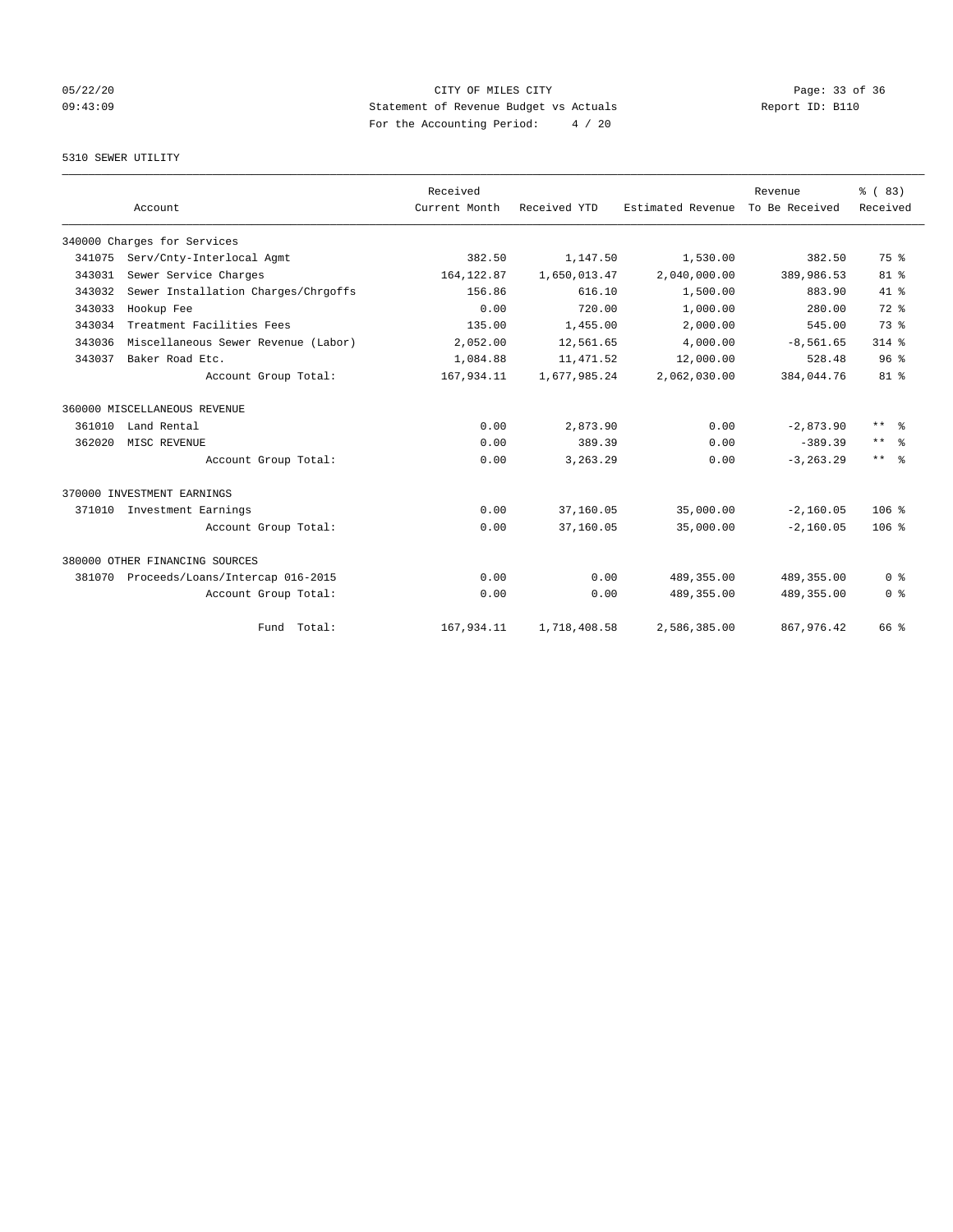CITY OF MILES CITY
Statement of Revenue Budget vs Actuals
For the Accounting Period: 4 / 20

05/22/20
09:43:09

Report ID: B110

5310 SEWER UTILITY

| Account | | Received Current Month | Received YTD | Estimated Revenue | Revenue To Be Received | % ( 83) Received |
|---|---|---|---|---|---|---|
| 340000 Charges for Services | | | | | | |
| 341075 | Serv/Cnty-Interlocal Agmt | 382.50 | 1,147.50 | 1,530.00 | 382.50 | 75 % |
| 343031 | Sewer Service Charges | 164,122.87 | 1,650,013.47 | 2,040,000.00 | 389,986.53 | 81 % |
| 343032 | Sewer Installation Charges/Chrgoffs | 156.86 | 616.10 | 1,500.00 | 883.90 | 41 % |
| 343033 | Hookup Fee | 0.00 | 720.00 | 1,000.00 | 280.00 | 72 % |
| 343034 | Treatment Facilities Fees | 135.00 | 1,455.00 | 2,000.00 | 545.00 | 73 % |
| 343036 | Miscellaneous Sewer Revenue (Labor) | 2,052.00 | 12,561.65 | 4,000.00 | -8,561.65 | 314 % |
| 343037 | Baker Road Etc. | 1,084.88 | 11,471.52 | 12,000.00 | 528.48 | 96 % |
| | Account Group Total: | 167,934.11 | 1,677,985.24 | 2,062,030.00 | 384,044.76 | 81 % |
| 360000 MISCELLANEOUS REVENUE | | | | | | |
| 361010 | Land Rental | 0.00 | 2,873.90 | 0.00 | -2,873.90 | ** % |
| 362020 | MISC REVENUE | 0.00 | 389.39 | 0.00 | -389.39 | ** % |
| | Account Group Total: | 0.00 | 3,263.29 | 0.00 | -3,263.29 | ** % |
| 370000 INVESTMENT EARNINGS | | | | | | |
| 371010 | Investment Earnings | 0.00 | 37,160.05 | 35,000.00 | -2,160.05 | 106 % |
| | Account Group Total: | 0.00 | 37,160.05 | 35,000.00 | -2,160.05 | 106 % |
| 380000 OTHER FINANCING SOURCES | | | | | | |
| 381070 | Proceeds/Loans/Intercap 016-2015 | 0.00 | 0.00 | 489,355.00 | 489,355.00 | 0 % |
| | Account Group Total: | 0.00 | 0.00 | 489,355.00 | 489,355.00 | 0 % |
| | Fund Total: | 167,934.11 | 1,718,408.58 | 2,586,385.00 | 867,976.42 | 66 % |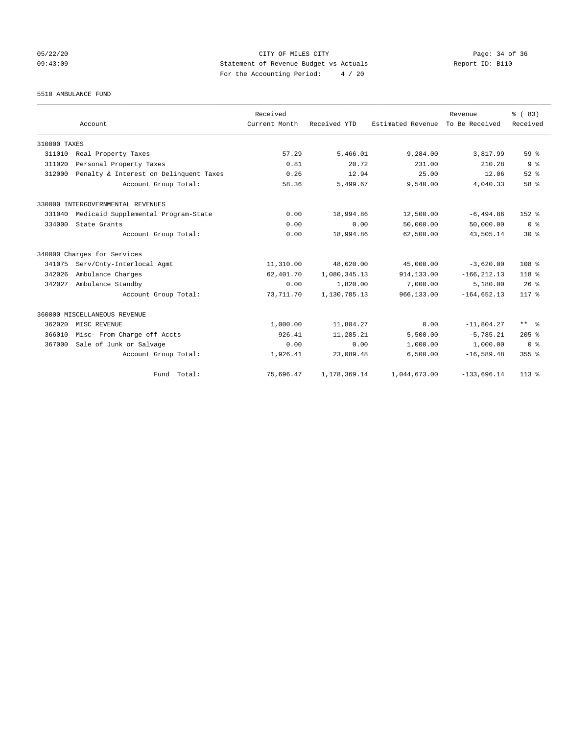CITY OF MILES CITY
Statement of Revenue Budget vs Actuals
For the Accounting Period: 4 / 20

05/22/20
09:43:09

Report ID: B110

5510 AMBULANCE FUND

| Account | | Received Current Month | Received YTD | Estimated Revenue | Revenue To Be Received | % ( 83) Received |
|---|---|---|---|---|---|---|
| 310000 TAXES | | | | | | |
| 311010 | Real Property Taxes | 57.29 | 5,466.01 | 9,284.00 | 3,817.99 | 59 % |
| 311020 | Personal Property Taxes | 0.81 | 20.72 | 231.00 | 210.28 | 9 % |
| 312000 | Penalty & Interest on Delinquent Taxes | 0.26 | 12.94 | 25.00 | 12.06 | 52 % |
| | Account Group Total: | 58.36 | 5,499.67 | 9,540.00 | 4,040.33 | 58 % |
| 330000 INTERGOVERNMENTAL REVENUES | | | | | | |
| 331040 | Medicaid Supplemental Program-State | 0.00 | 18,994.86 | 12,500.00 | -6,494.86 | 152 % |
| 334000 | State Grants | 0.00 | 0.00 | 50,000.00 | 50,000.00 | 0 % |
| | Account Group Total: | 0.00 | 18,994.86 | 62,500.00 | 43,505.14 | 30 % |
| 340000 Charges for Services | | | | | | |
| 341075 | Serv/Cnty-Interlocal Agmt | 11,310.00 | 48,620.00 | 45,000.00 | -3,620.00 | 108 % |
| 342026 | Ambulance Charges | 62,401.70 | 1,080,345.13 | 914,133.00 | -166,212.13 | 118 % |
| 342027 | Ambulance Standby | 0.00 | 1,820.00 | 7,000.00 | 5,180.00 | 26 % |
| | Account Group Total: | 73,711.70 | 1,130,785.13 | 966,133.00 | -164,652.13 | 117 % |
| 360000 MISCELLANEOUS REVENUE | | | | | | |
| 362020 | MISC REVENUE | 1,000.00 | 11,804.27 | 0.00 | -11,804.27 | ** % |
| 366010 | Misc- From Charge off Accts | 926.41 | 11,285.21 | 5,500.00 | -5,785.21 | 205 % |
| 367000 | Sale of Junk or Salvage | 0.00 | 0.00 | 1,000.00 | 1,000.00 | 0 % |
| | Account Group Total: | 1,926.41 | 23,089.48 | 6,500.00 | -16,589.48 | 355 % |
| | Fund Total: | 75,696.47 | 1,178,369.14 | 1,044,673.00 | -133,696.14 | 113 % |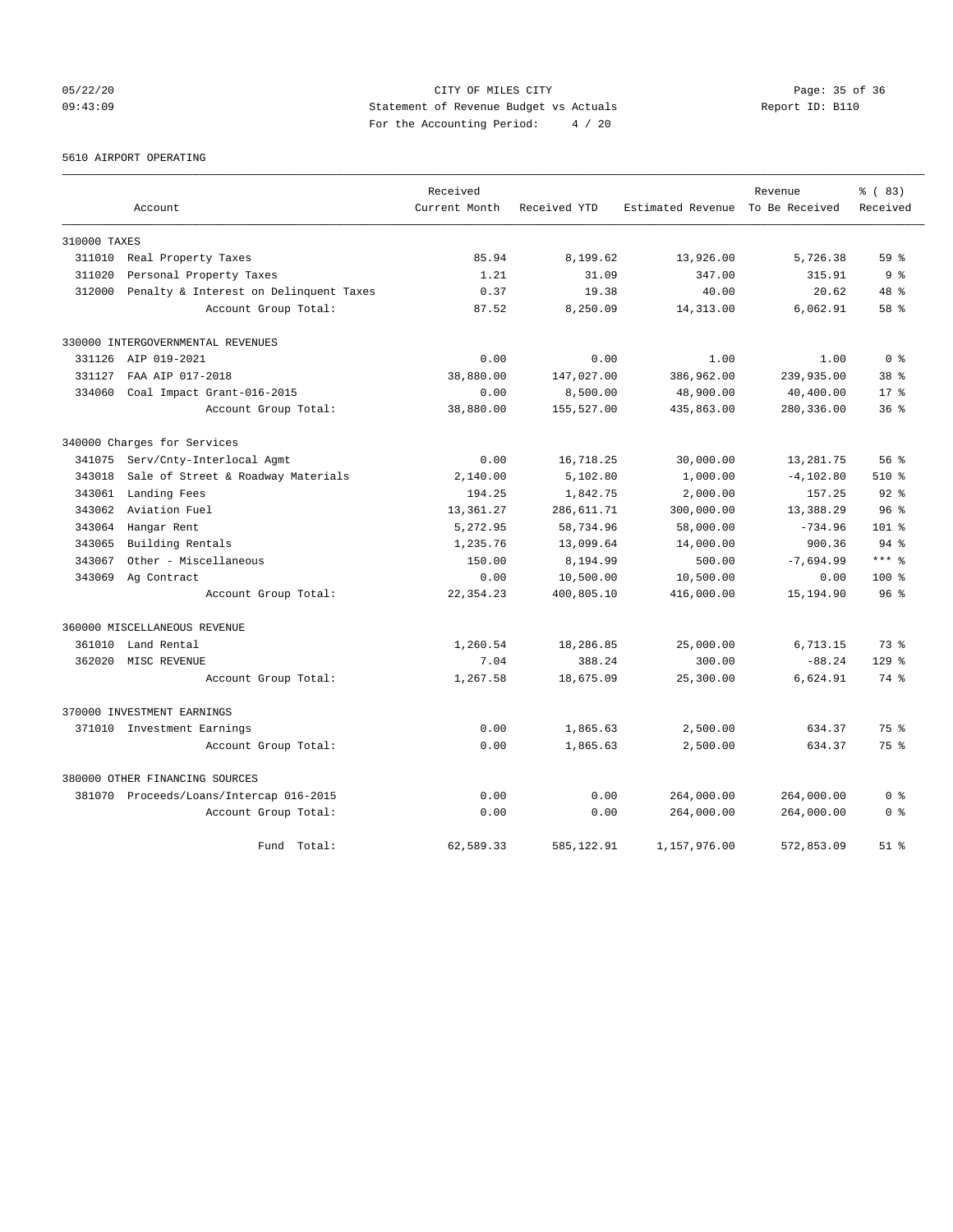CITY OF MILES CITY
Statement of Revenue Budget vs Actuals
For the Accounting Period: 4 / 20

05/22/20 09:43:09

Report ID: B110

5610 AIRPORT OPERATING

| Account | | Received Current Month | Received YTD | Estimated Revenue | Revenue To Be Received | % ( 83) Received |
|---|---|---|---|---|---|---|
| 310000 TAXES | | | | | | |
| 311010 | Real Property Taxes | 85.94 | 8,199.62 | 13,926.00 | 5,726.38 | 59 % |
| 311020 | Personal Property Taxes | 1.21 | 31.09 | 347.00 | 315.91 | 9 % |
| 312000 | Penalty & Interest on Delinquent Taxes | 0.37 | 19.38 | 40.00 | 20.62 | 48 % |
| | Account Group Total: | 87.52 | 8,250.09 | 14,313.00 | 6,062.91 | 58 % |
| 330000 INTERGOVERNMENTAL REVENUES | | | | | | |
| 331126 | AIP 019-2021 | 0.00 | 0.00 | 1.00 | 1.00 | 0 % |
| 331127 | FAA AIP 017-2018 | 38,880.00 | 147,027.00 | 386,962.00 | 239,935.00 | 38 % |
| 334060 | Coal Impact Grant-016-2015 | 0.00 | 8,500.00 | 48,900.00 | 40,400.00 | 17 % |
| | Account Group Total: | 38,880.00 | 155,527.00 | 435,863.00 | 280,336.00 | 36 % |
| 340000 Charges for Services | | | | | | |
| 341075 | Serv/Cnty-Interlocal Agmt | 0.00 | 16,718.25 | 30,000.00 | 13,281.75 | 56 % |
| 343018 | Sale of Street & Roadway Materials | 2,140.00 | 5,102.80 | 1,000.00 | -4,102.80 | 510 % |
| 343061 | Landing Fees | 194.25 | 1,842.75 | 2,000.00 | 157.25 | 92 % |
| 343062 | Aviation Fuel | 13,361.27 | 286,611.71 | 300,000.00 | 13,388.29 | 96 % |
| 343064 | Hangar Rent | 5,272.95 | 58,734.96 | 58,000.00 | -734.96 | 101 % |
| 343065 | Building Rentals | 1,235.76 | 13,099.64 | 14,000.00 | 900.36 | 94 % |
| 343067 | Other - Miscellaneous | 150.00 | 8,194.99 | 500.00 | -7,694.99 | *** % |
| 343069 | Ag Contract | 0.00 | 10,500.00 | 10,500.00 | 0.00 | 100 % |
| | Account Group Total: | 22,354.23 | 400,805.10 | 416,000.00 | 15,194.90 | 96 % |
| 360000 MISCELLANEOUS REVENUE | | | | | | |
| 361010 | Land Rental | 1,260.54 | 18,286.85 | 25,000.00 | 6,713.15 | 73 % |
| 362020 | MISC REVENUE | 7.04 | 388.24 | 300.00 | -88.24 | 129 % |
| | Account Group Total: | 1,267.58 | 18,675.09 | 25,300.00 | 6,624.91 | 74 % |
| 370000 INVESTMENT EARNINGS | | | | | | |
| 371010 | Investment Earnings | 0.00 | 1,865.63 | 2,500.00 | 634.37 | 75 % |
| | Account Group Total: | 0.00 | 1,865.63 | 2,500.00 | 634.37 | 75 % |
| 380000 OTHER FINANCING SOURCES | | | | | | |
| 381070 | Proceeds/Loans/Intercap 016-2015 | 0.00 | 0.00 | 264,000.00 | 264,000.00 | 0 % |
| | Account Group Total: | 0.00 | 0.00 | 264,000.00 | 264,000.00 | 0 % |
| | Fund Total: | 62,589.33 | 585,122.91 | 1,157,976.00 | 572,853.09 | 51 % |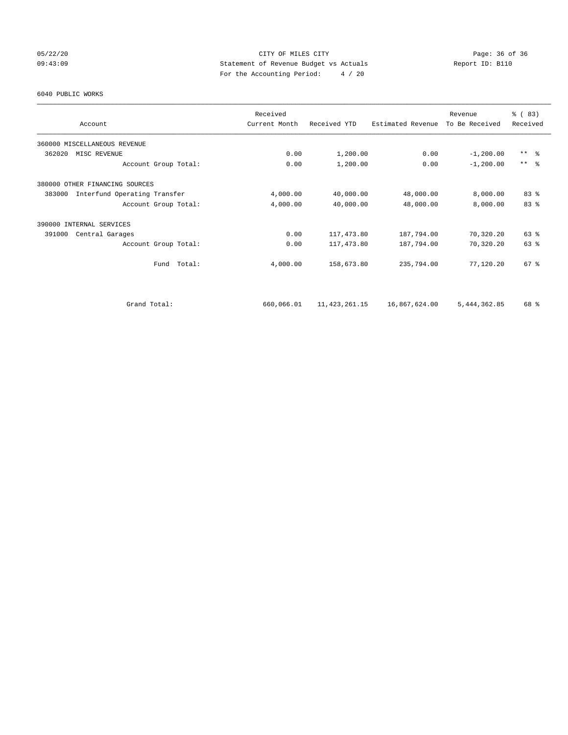CITY OF MILES CITY
Statement of Revenue Budget vs Actuals
For the Accounting Period: 4 / 20

05/22/20
09:43:09

Report ID: B110

6040 PUBLIC WORKS

| Account | Received Current Month | Received YTD | Estimated Revenue | Revenue To Be Received | % ( 83) Received |
|---|---|---|---|---|---|
| 360000 MISCELLANEOUS REVENUE | | | | | |
| 362020 MISC REVENUE | 0.00 | 1,200.00 | 0.00 | -1,200.00 | ** % |
| Account Group Total: | 0.00 | 1,200.00 | 0.00 | -1,200.00 | ** % |
| 380000 OTHER FINANCING SOURCES | | | | | |
| 383000 Interfund Operating Transfer | 4,000.00 | 40,000.00 | 48,000.00 | 8,000.00 | 83 % |
| Account Group Total: | 4,000.00 | 40,000.00 | 48,000.00 | 8,000.00 | 83 % |
| 390000 INTERNAL SERVICES | | | | | |
| 391000 Central Garages | 0.00 | 117,473.80 | 187,794.00 | 70,320.20 | 63 % |
| Account Group Total: | 0.00 | 117,473.80 | 187,794.00 | 70,320.20 | 63 % |
| Fund Total: | 4,000.00 | 158,673.80 | 235,794.00 | 77,120.20 | 67 % |
| Grand Total: | 660,066.01 | 11,423,261.15 | 16,867,624.00 | 5,444,362.85 | 68 % |